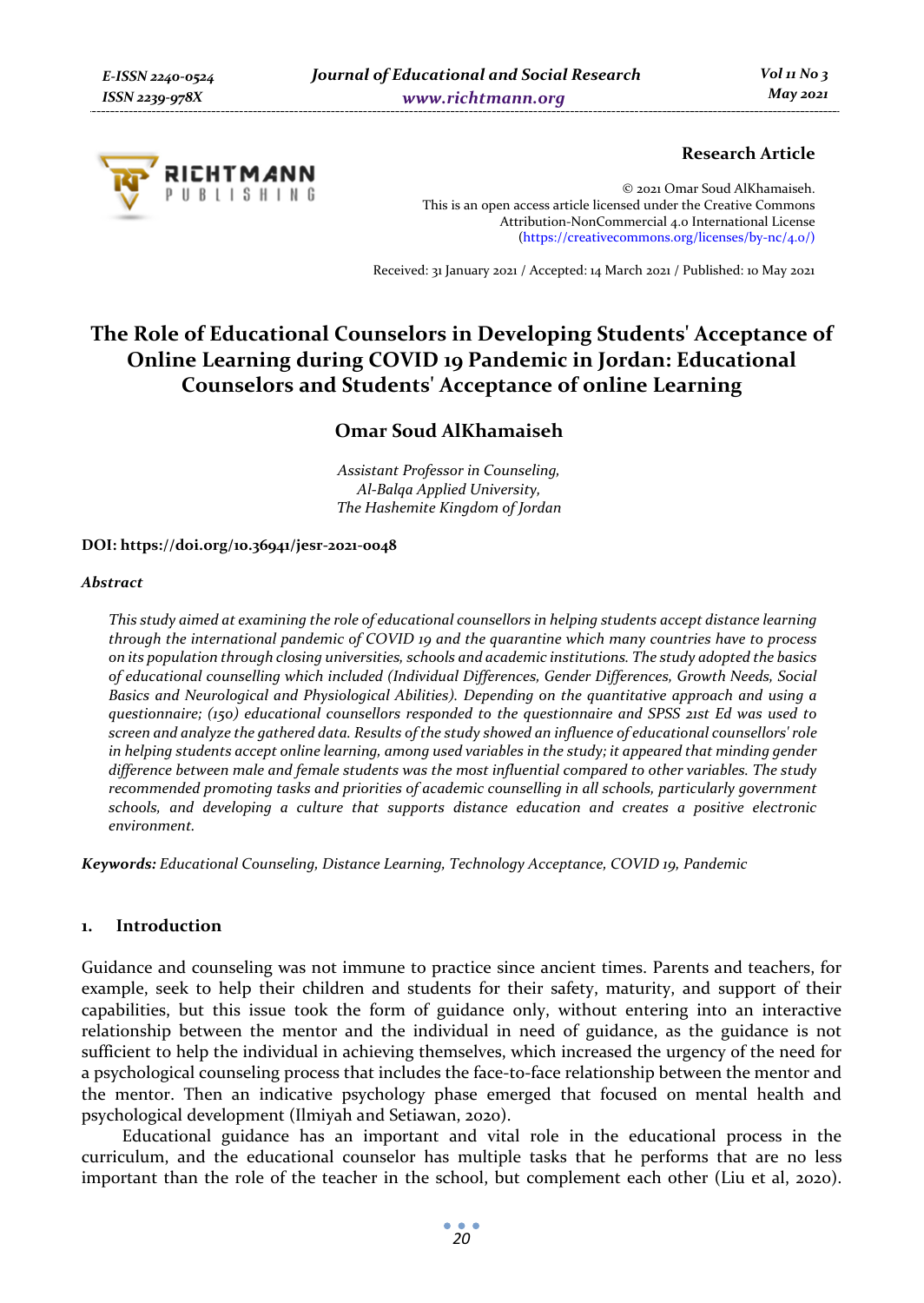**Research Article**

© 2021 Omar Soud AlKhamaiseh.
This is an open access article licensed under the Creative Commons Attribution-NonCommercial 4.0 International License (https://creativecommons.org/licenses/by-nc/4.0/)

Received: 31 January 2021 / Accepted: 14 March 2021 / Published: 10 May 2021

# The Role of Educational Counselors in Developing Students' Acceptance of Online Learning during COVID 19 Pandemic in Jordan: Educational Counselors and Students' Acceptance of online Learning

**Omar Soud AlKhamaiseh**

*Assistant Professor in Counseling,*
*Al-Balqa Applied University,*
*The Hashemite Kingdom of Jordan*

**DOI: https://doi.org/10.36941/jesr-2021-0048**

### *Abstract*

*This study aimed at examining the role of educational counsellors in helping students accept distance learning through the international pandemic of COVID 19 and the quarantine which many countries have to process on its population through closing universities, schools and academic institutions. The study adopted the basics of educational counselling which included (Individual Differences, Gender Differences, Growth Needs, Social Basics and Neurological and Physiological Abilities). Depending on the quantitative approach and using a questionnaire; (150) educational counsellors responded to the questionnaire and SPSS 21st Ed was used to screen and analyze the gathered data. Results of the study showed an influence of educational counsellors' role in helping students accept online learning, among used variables in the study; it appeared that minding gender difference between male and female students was the most influential compared to other variables. The study recommended promoting tasks and priorities of academic counselling in all schools, particularly government schools, and developing a culture that supports distance education and creates a positive electronic environment.*

**Keywords:** *Educational Counseling, Distance Learning, Technology Acceptance, COVID 19, Pandemic*

## 1. Introduction

Guidance and counseling was not immune to practice since ancient times. Parents and teachers, for example, seek to help their children and students for their safety, maturity, and support of their capabilities, but this issue took the form of guidance only, without entering into an interactive relationship between the mentor and the individual in need of guidance, as the guidance is not sufficient to help the individual in achieving themselves, which increased the urgency of the need for a psychological counseling process that includes the face-to-face relationship between the mentor and the mentor. Then an indicative psychology phase emerged that focused on mental health and psychological development (Ilmiyah and Setiawan, 2020).

Educational guidance has an important and vital role in the educational process in the curriculum, and the educational counselor has multiple tasks that he performs that are no less important than the role of the teacher in the school, but complement each other (Liu et al, 2020).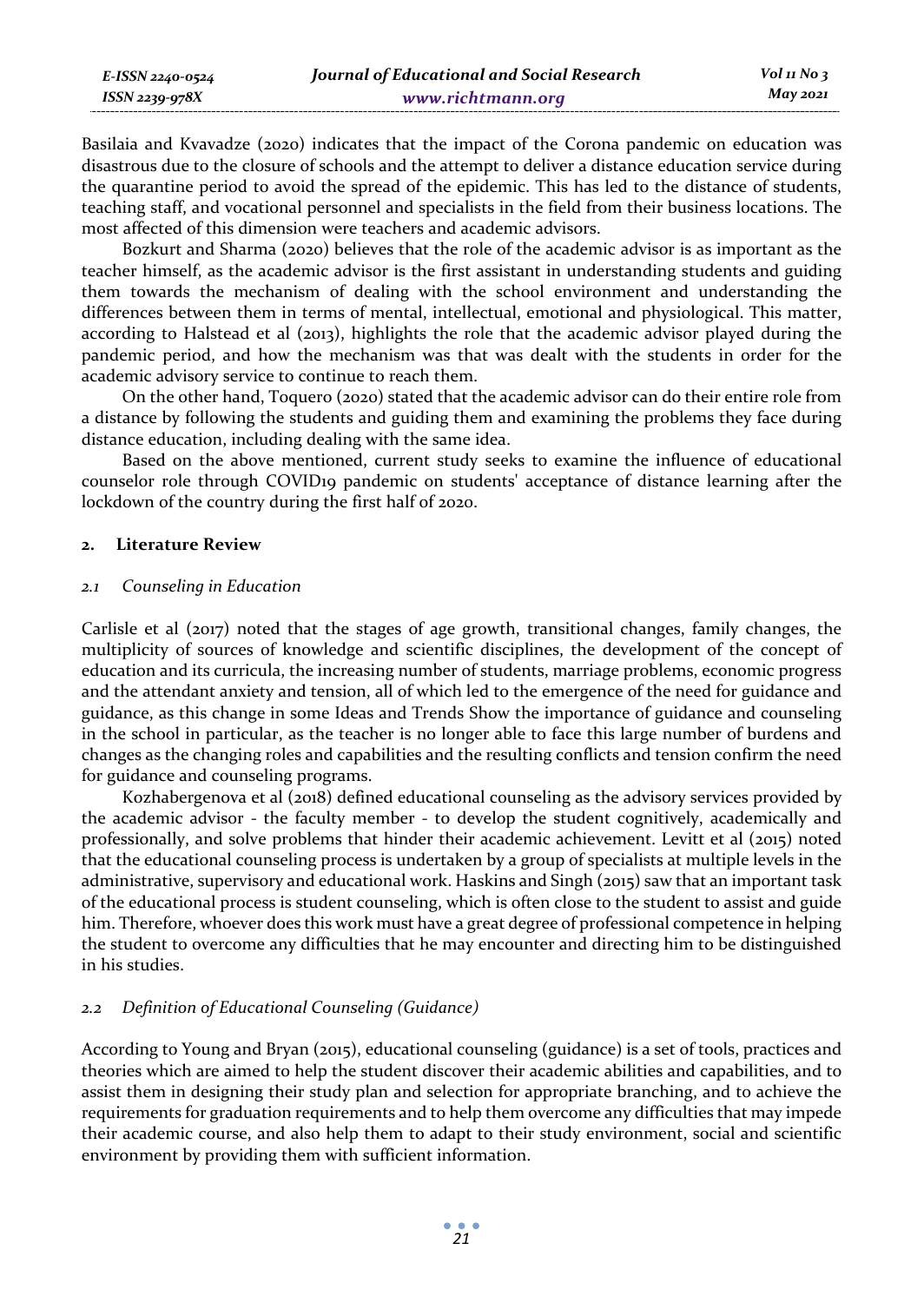Basilaia and Kvavadze (2020) indicates that the impact of the Corona pandemic on education was disastrous due to the closure of schools and the attempt to deliver a distance education service during the quarantine period to avoid the spread of the epidemic. This has led to the distance of students, teaching staff, and vocational personnel and specialists in the field from their business locations. The most affected of this dimension were teachers and academic advisors.

Bozkurt and Sharma (2020) believes that the role of the academic advisor is as important as the teacher himself, as the academic advisor is the first assistant in understanding students and guiding them towards the mechanism of dealing with the school environment and understanding the differences between them in terms of mental, intellectual, emotional and physiological. This matter, according to Halstead et al (2013), highlights the role that the academic advisor played during the pandemic period, and how the mechanism was that was dealt with the students in order for the academic advisory service to continue to reach them.

On the other hand, Toquero (2020) stated that the academic advisor can do their entire role from a distance by following the students and guiding them and examining the problems they face during distance education, including dealing with the same idea.

Based on the above mentioned, current study seeks to examine the influence of educational counselor role through COVID19 pandemic on students' acceptance of distance learning after the lockdown of the country during the first half of 2020.

## 2. Literature Review

### *2.1 Counseling in Education*

Carlisle et al (2017) noted that the stages of age growth, transitional changes, family changes, the multiplicity of sources of knowledge and scientific disciplines, the development of the concept of education and its curricula, the increasing number of students, marriage problems, economic progress and the attendant anxiety and tension, all of which led to the emergence of the need for guidance and guidance, as this change in some Ideas and Trends Show the importance of guidance and counseling in the school in particular, as the teacher is no longer able to face this large number of burdens and changes as the changing roles and capabilities and the resulting conflicts and tension confirm the need for guidance and counseling programs.

Kozhabergenova et al (2018) defined educational counseling as the advisory services provided by the academic advisor - the faculty member - to develop the student cognitively, academically and professionally, and solve problems that hinder their academic achievement. Levitt et al (2015) noted that the educational counseling process is undertaken by a group of specialists at multiple levels in the administrative, supervisory and educational work. Haskins and Singh (2015) saw that an important task of the educational process is student counseling, which is often close to the student to assist and guide him. Therefore, whoever does this work must have a great degree of professional competence in helping the student to overcome any difficulties that he may encounter and directing him to be distinguished in his studies.

### *2.2 Definition of Educational Counseling (Guidance)*

According to Young and Bryan (2015), educational counseling (guidance) is a set of tools, practices and theories which are aimed to help the student discover their academic abilities and capabilities, and to assist them in designing their study plan and selection for appropriate branching, and to achieve the requirements for graduation requirements and to help them overcome any difficulties that may impede their academic course, and also help them to adapt to their study environment, social and scientific environment by providing them with sufficient information.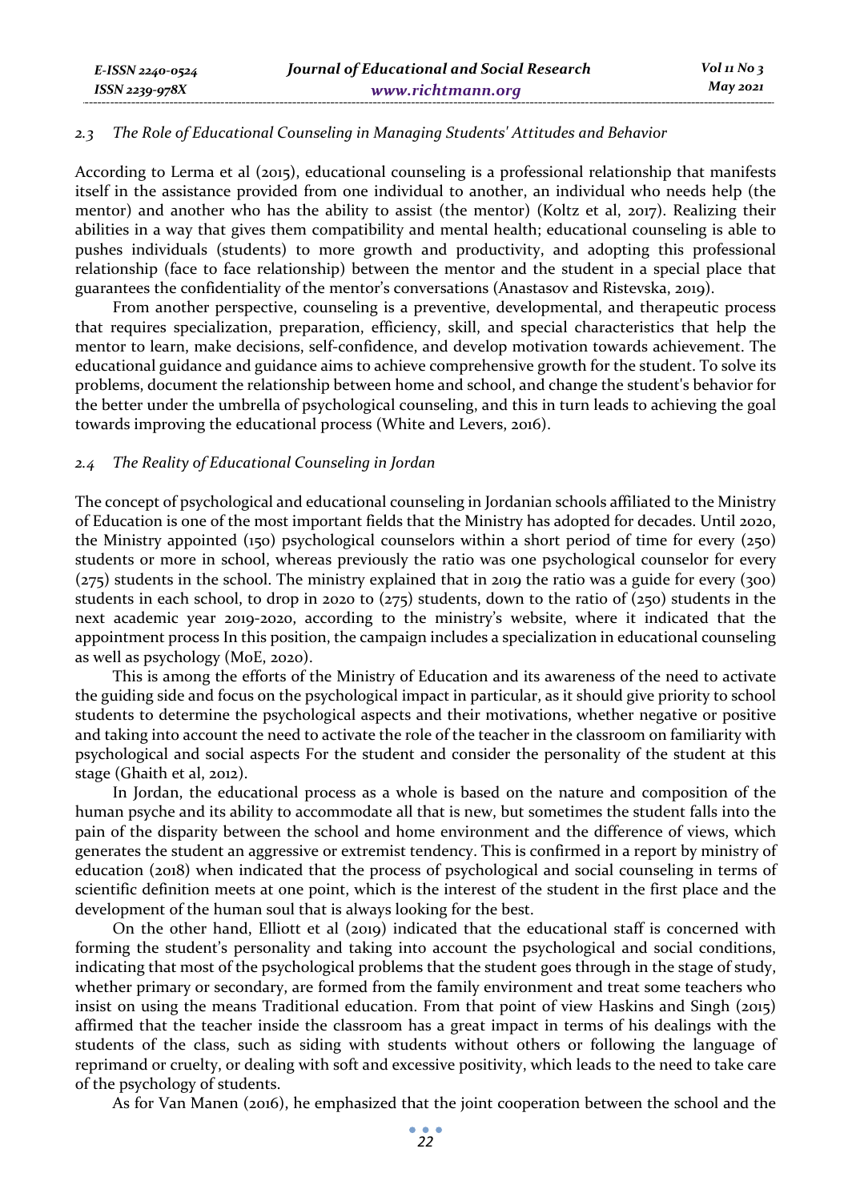### 2.3 The Role of Educational Counseling in Managing Students' Attitudes and Behavior

According to Lerma et al (2015), educational counseling is a professional relationship that manifests itself in the assistance provided from one individual to another, an individual who needs help (the mentor) and another who has the ability to assist (the mentor) (Koltz et al, 2017). Realizing their abilities in a way that gives them compatibility and mental health; educational counseling is able to pushes individuals (students) to more growth and productivity, and adopting this professional relationship (face to face relationship) between the mentor and the student in a special place that guarantees the confidentiality of the mentor's conversations (Anastasov and Ristevska, 2019).

From another perspective, counseling is a preventive, developmental, and therapeutic process that requires specialization, preparation, efficiency, skill, and special characteristics that help the mentor to learn, make decisions, self-confidence, and develop motivation towards achievement. The educational guidance and guidance aims to achieve comprehensive growth for the student. To solve its problems, document the relationship between home and school, and change the student's behavior for the better under the umbrella of psychological counseling, and this in turn leads to achieving the goal towards improving the educational process (White and Levers, 2016).

### 2.4 The Reality of Educational Counseling in Jordan

The concept of psychological and educational counseling in Jordanian schools affiliated to the Ministry of Education is one of the most important fields that the Ministry has adopted for decades. Until 2020, the Ministry appointed (150) psychological counselors within a short period of time for every (250) students or more in school, whereas previously the ratio was one psychological counselor for every (275) students in the school. The ministry explained that in 2019 the ratio was a guide for every (300) students in each school, to drop in 2020 to (275) students, down to the ratio of (250) students in the next academic year 2019-2020, according to the ministry's website, where it indicated that the appointment process In this position, the campaign includes a specialization in educational counseling as well as psychology (MoE, 2020).

This is among the efforts of the Ministry of Education and its awareness of the need to activate the guiding side and focus on the psychological impact in particular, as it should give priority to school students to determine the psychological aspects and their motivations, whether negative or positive and taking into account the need to activate the role of the teacher in the classroom on familiarity with psychological and social aspects For the student and consider the personality of the student at this stage (Ghaith et al, 2012).

In Jordan, the educational process as a whole is based on the nature and composition of the human psyche and its ability to accommodate all that is new, but sometimes the student falls into the pain of the disparity between the school and home environment and the difference of views, which generates the student an aggressive or extremist tendency. This is confirmed in a report by ministry of education (2018) when indicated that the process of psychological and social counseling in terms of scientific definition meets at one point, which is the interest of the student in the first place and the development of the human soul that is always looking for the best.

On the other hand, Elliott et al (2019) indicated that the educational staff is concerned with forming the student's personality and taking into account the psychological and social conditions, indicating that most of the psychological problems that the student goes through in the stage of study, whether primary or secondary, are formed from the family environment and treat some teachers who insist on using the means Traditional education. From that point of view Haskins and Singh (2015) affirmed that the teacher inside the classroom has a great impact in terms of his dealings with the students of the class, such as siding with students without others or following the language of reprimand or cruelty, or dealing with soft and excessive positivity, which leads to the need to take care of the psychology of students.

As for Van Manen (2016), he emphasized that the joint cooperation between the school and the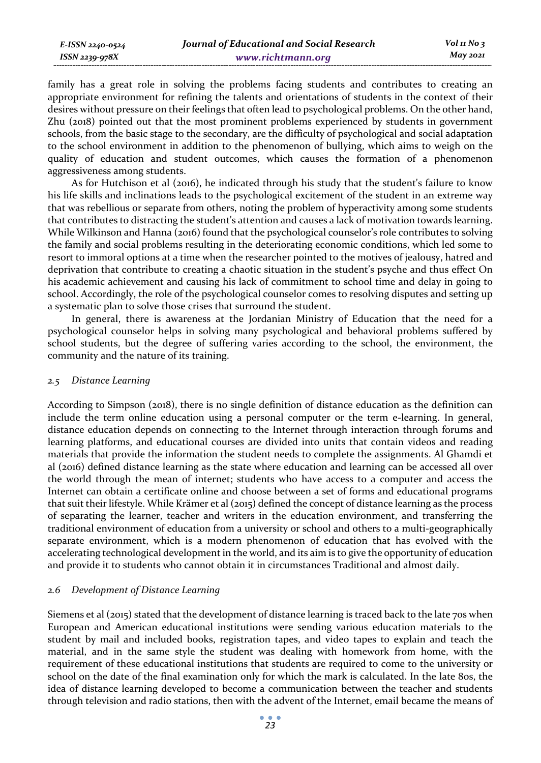family has a great role in solving the problems facing students and contributes to creating an appropriate environment for refining the talents and orientations of students in the context of their desires without pressure on their feelings that often lead to psychological problems. On the other hand, Zhu (2018) pointed out that the most prominent problems experienced by students in government schools, from the basic stage to the secondary, are the difficulty of psychological and social adaptation to the school environment in addition to the phenomenon of bullying, which aims to weigh on the quality of education and student outcomes, which causes the formation of a phenomenon aggressiveness among students.

As for Hutchison et al (2016), he indicated through his study that the student's failure to know his life skills and inclinations leads to the psychological excitement of the student in an extreme way that was rebellious or separate from others, noting the problem of hyperactivity among some students that contributes to distracting the student's attention and causes a lack of motivation towards learning. While Wilkinson and Hanna (2016) found that the psychological counselor's role contributes to solving the family and social problems resulting in the deteriorating economic conditions, which led some to resort to immoral options at a time when the researcher pointed to the motives of jealousy, hatred and deprivation that contribute to creating a chaotic situation in the student's psyche and thus effect On his academic achievement and causing his lack of commitment to school time and delay in going to school. Accordingly, the role of the psychological counselor comes to resolving disputes and setting up a systematic plan to solve those crises that surround the student.

In general, there is awareness at the Jordanian Ministry of Education that the need for a psychological counselor helps in solving many psychological and behavioral problems suffered by school students, but the degree of suffering varies according to the school, the environment, the community and the nature of its training.

### *2.5 Distance Learning*

According to Simpson (2018), there is no single definition of distance education as the definition can include the term online education using a personal computer or the term e-learning. In general, distance education depends on connecting to the Internet through interaction through forums and learning platforms, and educational courses are divided into units that contain videos and reading materials that provide the information the student needs to complete the assignments. Al Ghamdi et al (2016) defined distance learning as the state where education and learning can be accessed all over the world through the mean of internet; students who have access to a computer and access the Internet can obtain a certificate online and choose between a set of forms and educational programs that suit their lifestyle. While Krämer et al (2015) defined the concept of distance learning as the process of separating the learner, teacher and writers in the education environment, and transferring the traditional environment of education from a university or school and others to a multi-geographically separate environment, which is a modern phenomenon of education that has evolved with the accelerating technological development in the world, and its aim is to give the opportunity of education and provide it to students who cannot obtain it in circumstances Traditional and almost daily.

### *2.6 Development of Distance Learning*

Siemens et al (2015) stated that the development of distance learning is traced back to the late 70s when European and American educational institutions were sending various education materials to the student by mail and included books, registration tapes, and video tapes to explain and teach the material, and in the same style the student was dealing with homework from home, with the requirement of these educational institutions that students are required to come to the university or school on the date of the final examination only for which the mark is calculated. In the late 80s, the idea of distance learning developed to become a communication between the teacher and students through television and radio stations, then with the advent of the Internet, email became the means of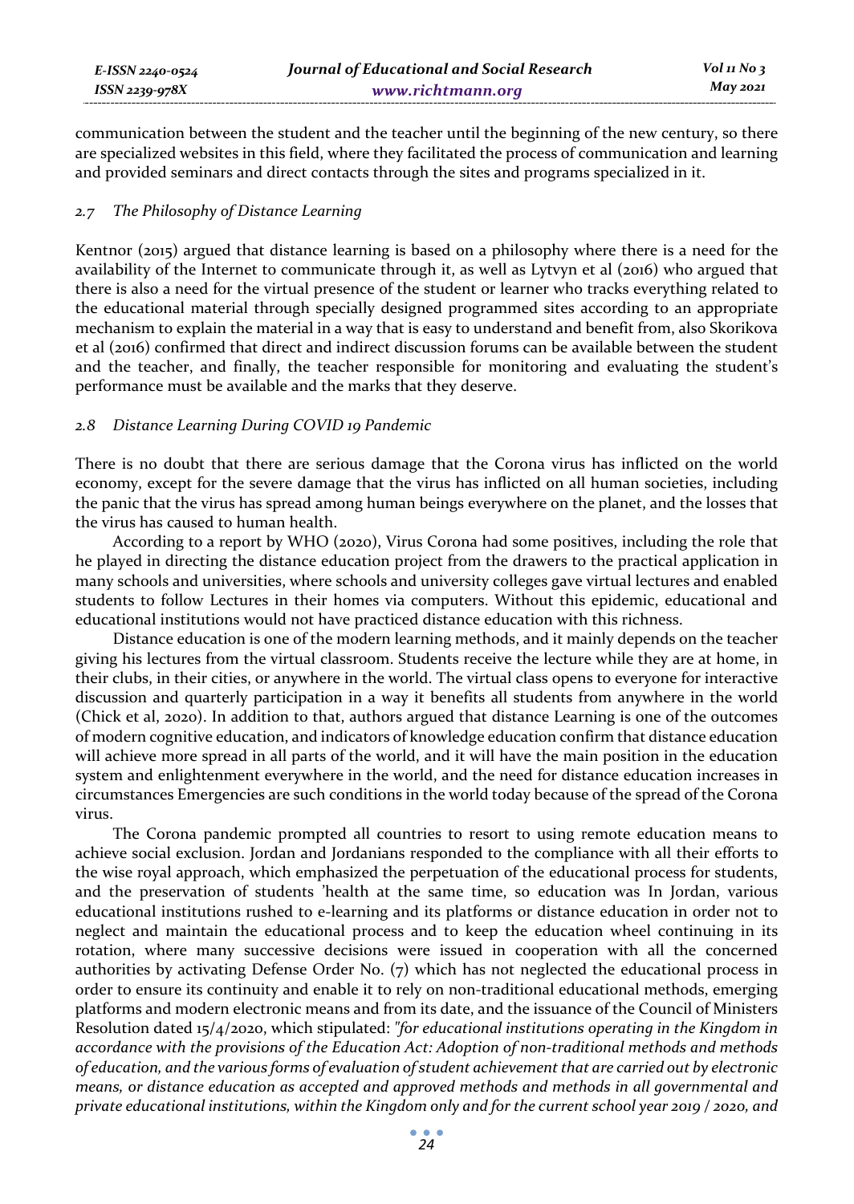communication between the student and the teacher until the beginning of the new century, so there are specialized websites in this field, where they facilitated the process of communication and learning and provided seminars and direct contacts through the sites and programs specialized in it.

### *2.7 The Philosophy of Distance Learning*

Kentnor (2015) argued that distance learning is based on a philosophy where there is a need for the availability of the Internet to communicate through it, as well as Lytvyn et al (2016) who argued that there is also a need for the virtual presence of the student or learner who tracks everything related to the educational material through specially designed programmed sites according to an appropriate mechanism to explain the material in a way that is easy to understand and benefit from, also Skorikova et al (2016) confirmed that direct and indirect discussion forums can be available between the student and the teacher, and finally, the teacher responsible for monitoring and evaluating the student's performance must be available and the marks that they deserve.

### *2.8 Distance Learning During COVID 19 Pandemic*

There is no doubt that there are serious damage that the Corona virus has inflicted on the world economy, except for the severe damage that the virus has inflicted on all human societies, including the panic that the virus has spread among human beings everywhere on the planet, and the losses that the virus has caused to human health.

According to a report by WHO (2020), Virus Corona had some positives, including the role that he played in directing the distance education project from the drawers to the practical application in many schools and universities, where schools and university colleges gave virtual lectures and enabled students to follow Lectures in their homes via computers. Without this epidemic, educational and educational institutions would not have practiced distance education with this richness.

Distance education is one of the modern learning methods, and it mainly depends on the teacher giving his lectures from the virtual classroom. Students receive the lecture while they are at home, in their clubs, in their cities, or anywhere in the world. The virtual class opens to everyone for interactive discussion and quarterly participation in a way it benefits all students from anywhere in the world (Chick et al, 2020). In addition to that, authors argued that distance Learning is one of the outcomes of modern cognitive education, and indicators of knowledge education confirm that distance education will achieve more spread in all parts of the world, and it will have the main position in the education system and enlightenment everywhere in the world, and the need for distance education increases in circumstances Emergencies are such conditions in the world today because of the spread of the Corona virus.

The Corona pandemic prompted all countries to resort to using remote education means to achieve social exclusion. Jordan and Jordanians responded to the compliance with all their efforts to the wise royal approach, which emphasized the perpetuation of the educational process for students, and the preservation of students 'health at the same time, so education was In Jordan, various educational institutions rushed to e-learning and its platforms or distance education in order not to neglect and maintain the educational process and to keep the education wheel continuing in its rotation, where many successive decisions were issued in cooperation with all the concerned authorities by activating Defense Order No. (7) which has not neglected the educational process in order to ensure its continuity and enable it to rely on non-traditional educational methods, emerging platforms and modern electronic means and from its date, and the issuance of the Council of Ministers Resolution dated 15/4/2020, which stipulated: *"for educational institutions operating in the Kingdom in accordance with the provisions of the Education Act: Adoption of non-traditional methods and methods of education, and the various forms of evaluation of student achievement that are carried out by electronic means, or distance education as accepted and approved methods and methods in all governmental and private educational institutions, within the Kingdom only and for the current school year 2019 / 2020, and*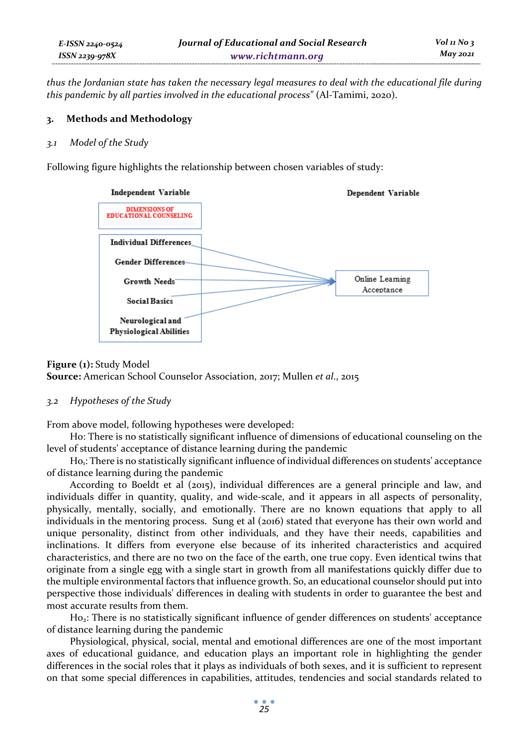*thus the Jordanian state has taken the necessary legal measures to deal with the educational file during this pandemic by all parties involved in the educational process"* (Al-Tamimi, 2020).

## 3. Methods and Methodology

### *3.1 Model of the Study*

Following figure highlights the relationship between chosen variables of study:

Independent Variable

DIMENSIONS OF EDUCATIONAL COUNSELING

- Individual Differences
- Gender Differences
- Growth Needs
- Social Basics
- Neurological and Physiological Abilities

Dependent Variable

Online Learning Acceptance

**Figure (1):** Study Model
**Source:** American School Counselor Association, 2017; Mullen *et al.*, 2015

### *3.2 Hypotheses of the Study*

From above model, following hypotheses were developed:

Ho: There is no statistically significant influence of dimensions of educational counseling on the level of students' acceptance of distance learning during the pandemic

$Ho_1$: There is no statistically significant influence of individual differences on students' acceptance of distance learning during the pandemic

According to Boeldt et al (2015), individual differences are a general principle and law, and individuals differ in quantity, quality, and wide-scale, and it appears in all aspects of personality, physically, mentally, socially, and emotionally. There are no known equations that apply to all individuals in the mentoring process. Sung et al (2016) stated that everyone has their own world and unique personality, distinct from other individuals, and they have their needs, capabilities and inclinations. It differs from everyone else because of its inherited characteristics and acquired characteristics, and there are no two on the face of the earth, one true copy. Even identical twins that originate from a single egg with a single start in growth from all manifestations quickly differ due to the multiple environmental factors that influence growth. So, an educational counselor should put into perspective those individuals' differences in dealing with students in order to guarantee the best and most accurate results from them.

$Ho_2$: There is no statistically significant influence of gender differences on students' acceptance of distance learning during the pandemic

Physiological, physical, social, mental and emotional differences are one of the most important axes of educational guidance, and education plays an important role in highlighting the gender differences in the social roles that it plays as individuals of both sexes, and it is sufficient to represent on that some special differences in capabilities, attitudes, tendencies and social standards related to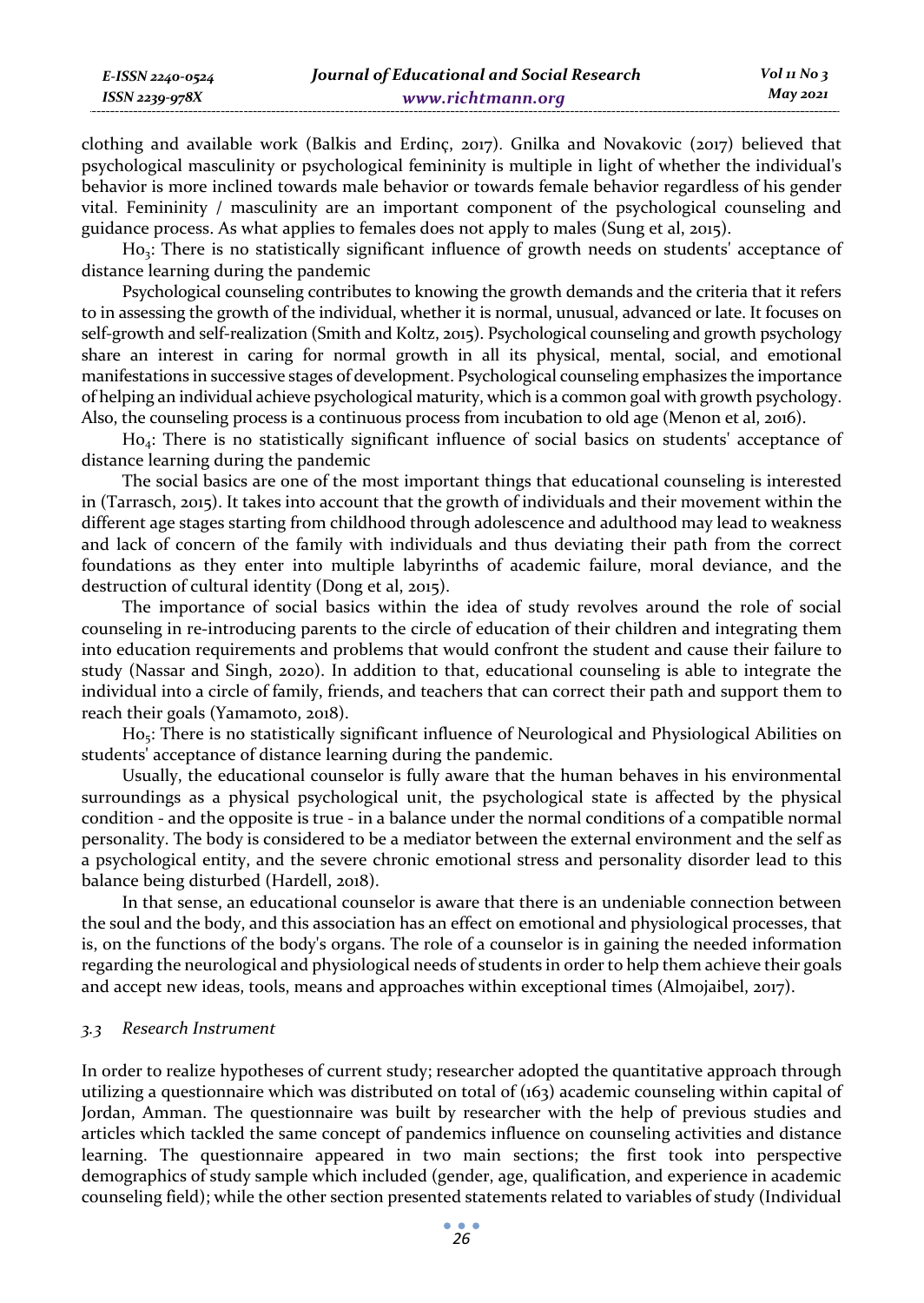clothing and available work (Balkis and Erdinç, 2017). Gnilka and Novakovic (2017) believed that psychological masculinity or psychological femininity is multiple in light of whether the individual's behavior is more inclined towards male behavior or towards female behavior regardless of his gender vital. Femininity / masculinity are an important component of the psychological counseling and guidance process. As what applies to females does not apply to males (Sung et al, 2015).

$Ho_3$: There is no statistically significant influence of growth needs on students' acceptance of distance learning during the pandemic

Psychological counseling contributes to knowing the growth demands and the criteria that it refers to in assessing the growth of the individual, whether it is normal, unusual, advanced or late. It focuses on self-growth and self-realization (Smith and Koltz, 2015). Psychological counseling and growth psychology share an interest in caring for normal growth in all its physical, mental, social, and emotional manifestations in successive stages of development. Psychological counseling emphasizes the importance of helping an individual achieve psychological maturity, which is a common goal with growth psychology. Also, the counseling process is a continuous process from incubation to old age (Menon et al, 2016).

$Ho_4$: There is no statistically significant influence of social basics on students' acceptance of distance learning during the pandemic

The social basics are one of the most important things that educational counseling is interested in (Tarrasch, 2015). It takes into account that the growth of individuals and their movement within the different age stages starting from childhood through adolescence and adulthood may lead to weakness and lack of concern of the family with individuals and thus deviating their path from the correct foundations as they enter into multiple labyrinths of academic failure, moral deviance, and the destruction of cultural identity (Dong et al, 2015).

The importance of social basics within the idea of study revolves around the role of social counseling in re-introducing parents to the circle of education of their children and integrating them into education requirements and problems that would confront the student and cause their failure to study (Nassar and Singh, 2020). In addition to that, educational counseling is able to integrate the individual into a circle of family, friends, and teachers that can correct their path and support them to reach their goals (Yamamoto, 2018).

$Ho_5$: There is no statistically significant influence of Neurological and Physiological Abilities on students' acceptance of distance learning during the pandemic.

Usually, the educational counselor is fully aware that the human behaves in his environmental surroundings as a physical psychological unit, the psychological state is affected by the physical condition - and the opposite is true - in a balance under the normal conditions of a compatible normal personality. The body is considered to be a mediator between the external environment and the self as a psychological entity, and the severe chronic emotional stress and personality disorder lead to this balance being disturbed (Hardell, 2018).

In that sense, an educational counselor is aware that there is an undeniable connection between the soul and the body, and this association has an effect on emotional and physiological processes, that is, on the functions of the body's organs. The role of a counselor is in gaining the needed information regarding the neurological and physiological needs of students in order to help them achieve their goals and accept new ideas, tools, means and approaches within exceptional times (Almojaibel, 2017).

### *3.3 Research Instrument*

In order to realize hypotheses of current study; researcher adopted the quantitative approach through utilizing a questionnaire which was distributed on total of (163) academic counseling within capital of Jordan, Amman. The questionnaire was built by researcher with the help of previous studies and articles which tackled the same concept of pandemics influence on counseling activities and distance learning. The questionnaire appeared in two main sections; the first took into perspective demographics of study sample which included (gender, age, qualification, and experience in academic counseling field); while the other section presented statements related to variables of study (Individual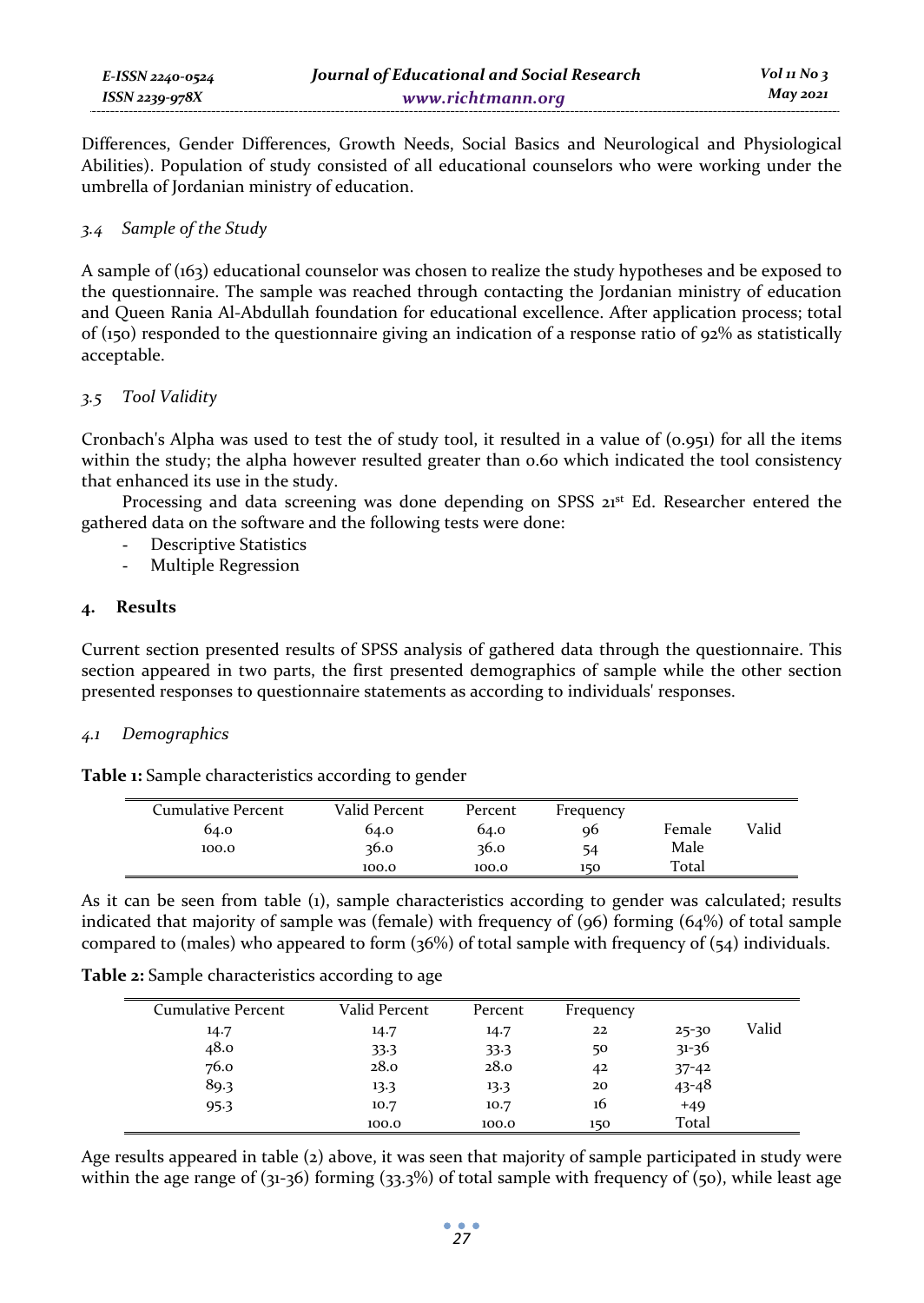Differences, Gender Differences, Growth Needs, Social Basics and Neurological and Physiological Abilities). Population of study consisted of all educational counselors who were working under the umbrella of Jordanian ministry of education.

### *3.4 Sample of the Study*

A sample of (163) educational counselor was chosen to realize the study hypotheses and be exposed to the questionnaire. The sample was reached through contacting the Jordanian ministry of education and Queen Rania Al-Abdullah foundation for educational excellence. After application process; total of (150) responded to the questionnaire giving an indication of a response ratio of 92% as statistically acceptable.

### *3.5 Tool Validity*

Cronbach's Alpha was used to test the of study tool, it resulted in a value of (0.951) for all the items within the study; the alpha however resulted greater than 0.60 which indicated the tool consistency that enhanced its use in the study.

Processing and data screening was done depending on SPSS 21st Ed. Researcher entered the gathered data on the software and the following tests were done:

- Descriptive Statistics
- Multiple Regression

## 4. Results

Current section presented results of SPSS analysis of gathered data through the questionnaire. This section appeared in two parts, the first presented demographics of sample while the other section presented responses to questionnaire statements as according to individuals' responses.

### *4.1 Demographics*

**Table 1:** Sample characteristics according to gender

| Cumulative Percent | Valid Percent | Percent | Frequency | | |
|---|---|---|---|---|---|
| 64.0 | 64.0 | 64.0 | 96 | Female | Valid |
| 100.0 | 36.0 | 36.0 | 54 | Male | |
| | 100.0 | 100.0 | 150 | Total | |

As it can be seen from table (1), sample characteristics according to gender was calculated; results indicated that majority of sample was (female) with frequency of (96) forming (64%) of total sample compared to (males) who appeared to form (36%) of total sample with frequency of (54) individuals.

**Table 2:** Sample characteristics according to age

| Cumulative Percent | Valid Percent | Percent | Frequency | | |
|---|---|---|---|---|---|
| 14.7 | 14.7 | 14.7 | 22 | 25-30 | Valid |
| 48.0 | 33.3 | 33.3 | 50 | 31-36 | |
| 76.0 | 28.0 | 28.0 | 42 | 37-42 | |
| 89.3 | 13.3 | 13.3 | 20 | 43-48 | |
| 95.3 | 10.7 | 10.7 | 16 | +49 | |
| | 100.0 | 100.0 | 150 | Total | |

Age results appeared in table (2) above, it was seen that majority of sample participated in study were within the age range of (31-36) forming (33.3%) of total sample with frequency of (50), while least age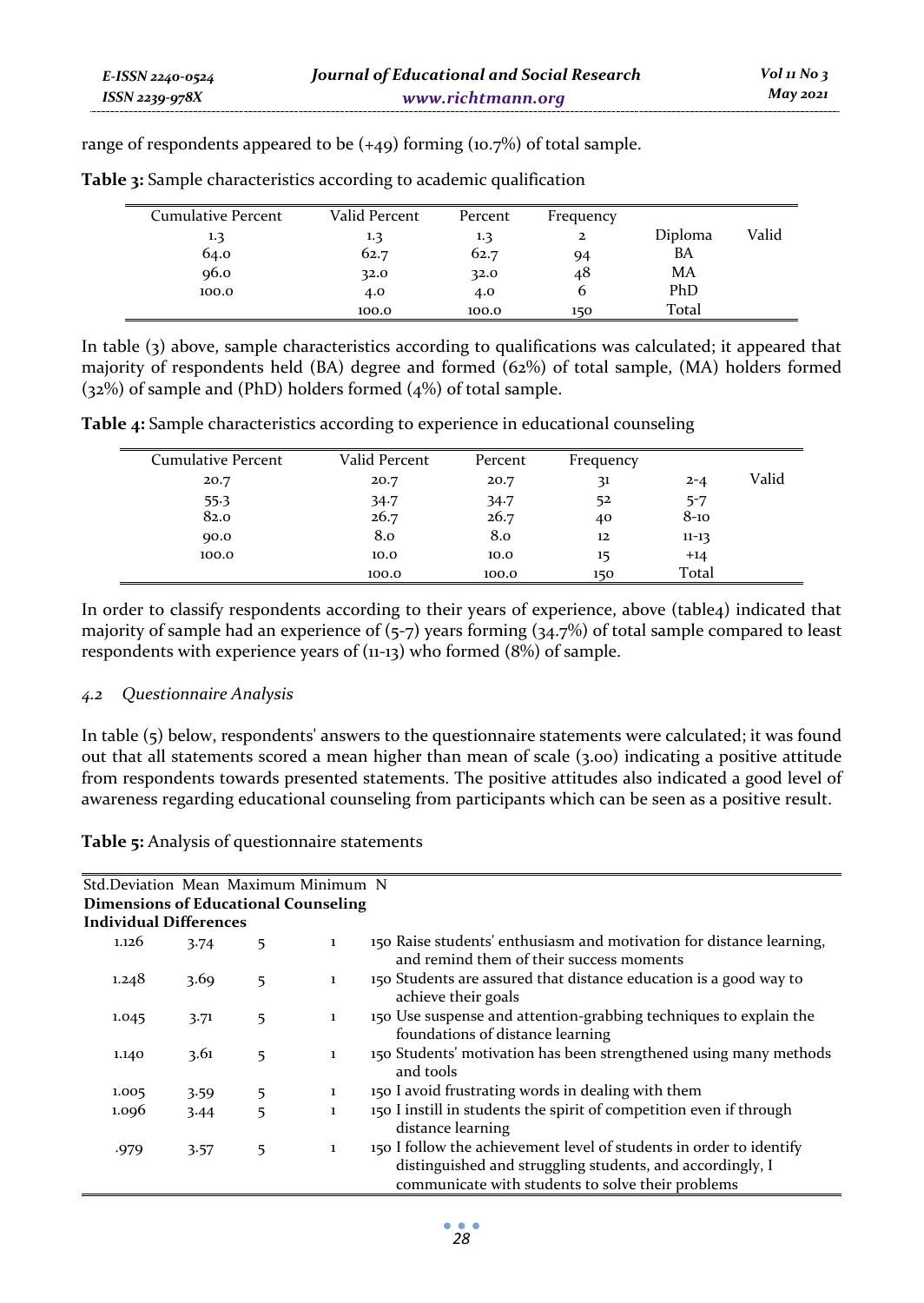range of respondents appeared to be (+49) forming (10.7%) of total sample.

**Table 3:** Sample characteristics according to academic qualification

| Cumulative Percent | Valid Percent | Percent | Frequency | | |
|---|---|---|---|---|---|
| 1.3 | 1.3 | 1.3 | 2 | Diploma | Valid |
| 64.0 | 62.7 | 62.7 | 94 | BA | |
| 96.0 | 32.0 | 32.0 | 48 | MA | |
| 100.0 | 4.0 | 4.0 | 6 | PhD | |
| | 100.0 | 100.0 | 150 | Total | |

In table (3) above, sample characteristics according to qualifications was calculated; it appeared that majority of respondents held (BA) degree and formed (62%) of total sample, (MA) holders formed (32%) of sample and (PhD) holders formed (4%) of total sample.

**Table 4:** Sample characteristics according to experience in educational counseling

| Cumulative Percent | Valid Percent | Percent | Frequency | | |
|---|---|---|---|---|---|
| 20.7 | 20.7 | 20.7 | 31 | 2-4 | Valid |
| 55.3 | 34.7 | 34.7 | 52 | 5-7 | |
| 82.0 | 26.7 | 26.7 | 40 | 8-10 | |
| 90.0 | 8.0 | 8.0 | 12 | 11-13 | |
| 100.0 | 10.0 | 10.0 | 15 | +14 | |
| | 100.0 | 100.0 | 150 | Total | |

In order to classify respondents according to their years of experience, above (table4) indicated that majority of sample had an experience of (5-7) years forming (34.7%) of total sample compared to least respondents with experience years of (11-13) who formed (8%) of sample.

### *4.2 Questionnaire Analysis*

In table (5) below, respondents' answers to the questionnaire statements were calculated; it was found out that all statements scored a mean higher than mean of scale (3.00) indicating a positive attitude from respondents towards presented statements. The positive attitudes also indicated a good level of awareness regarding educational counseling from participants which can be seen as a positive result.

**Table 5:** Analysis of questionnaire statements

| Std.Deviation | Mean | Maximum | Minimum | N | |
|---|---|---|---|---|---|
| **Dimensions of Educational Counseling** | | | | | |
| **Individual Differences** | | | | | |
| 1.126 | 3.74 | 5 | 1 | 150 | Raise students' enthusiasm and motivation for distance learning, and remind them of their success moments |
| 1.248 | 3.69 | 5 | 1 | 150 | Students are assured that distance education is a good way to achieve their goals |
| 1.045 | 3.71 | 5 | 1 | 150 | Use suspense and attention-grabbing techniques to explain the foundations of distance learning |
| 1.140 | 3.61 | 5 | 1 | 150 | Students' motivation has been strengthened using many methods and tools |
| 1.005 | 3.59 | 5 | 1 | 150 | I avoid frustrating words in dealing with them |
| 1.096 | 3.44 | 5 | 1 | 150 | I instill in students the spirit of competition even if through distance learning |
| .979 | 3.57 | 5 | 1 | 150 | I follow the achievement level of students in order to identify distinguished and struggling students, and accordingly, I communicate with students to solve their problems |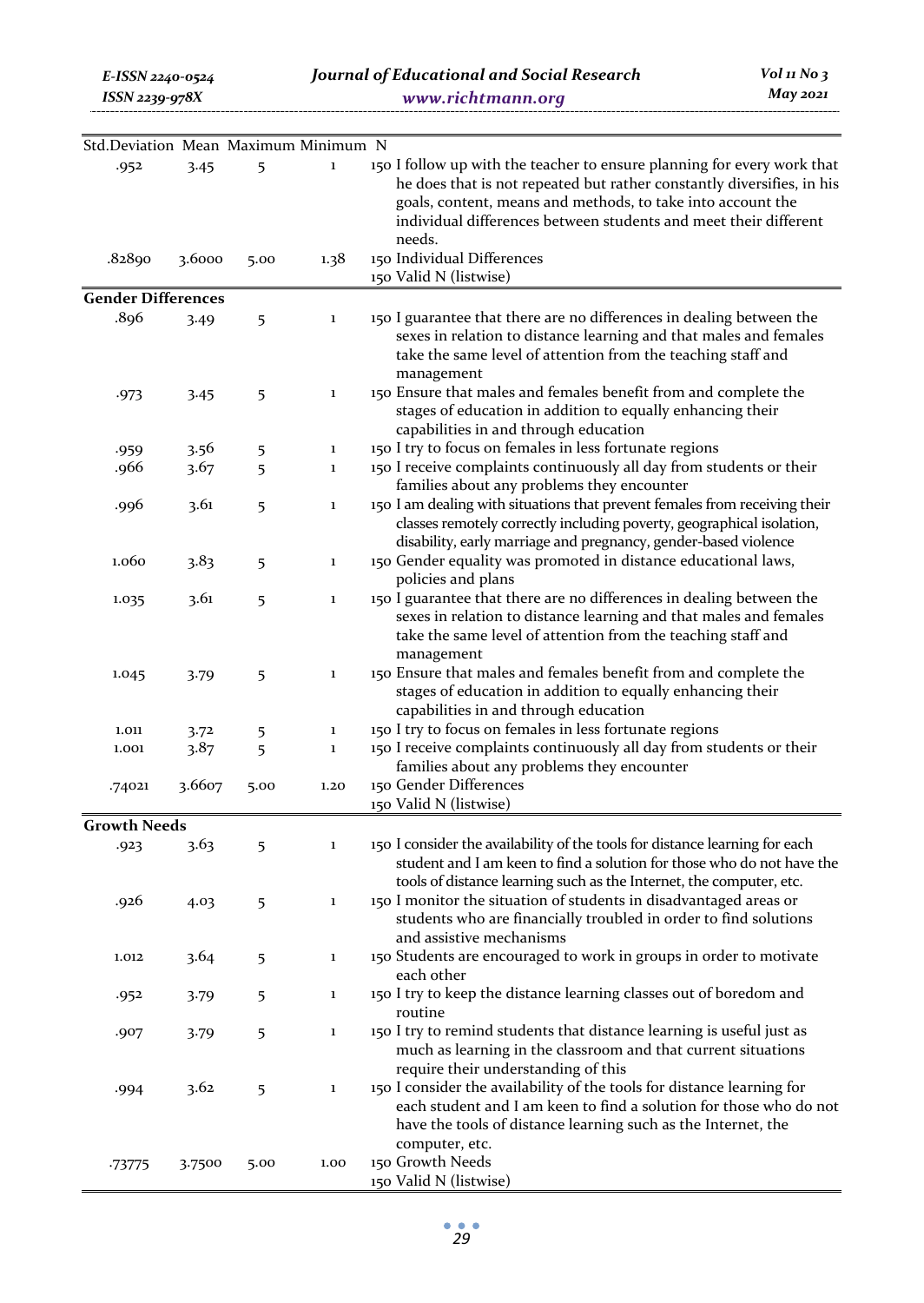| Std.Deviation | Mean | Maximum | Minimum | N | |
|---|---|---|---|---|---|
| .952 | 3.45 | 5 | 1 | 150 | I follow up with the teacher to ensure planning for every work that he does that is not repeated but rather constantly diversifies, in his goals, content, means and methods, to take into account the individual differences between students and meet their different needs. |
| .82890 | 3.6000 | 5.00 | 1.38 | 150 | Individual Differences |
| | | | | 150 | Valid N (listwise) |
| **Gender Differences** | | | | | |
| .896 | 3.49 | 5 | 1 | 150 | I guarantee that there are no differences in dealing between the sexes in relation to distance learning and that males and females take the same level of attention from the teaching staff and management |
| .973 | 3.45 | 5 | 1 | 150 | Ensure that males and females benefit from and complete the stages of education in addition to equally enhancing their capabilities in and through education |
| .959 | 3.56 | 5 | 1 | 150 | I try to focus on females in less fortunate regions |
| .966 | 3.67 | 5 | 1 | 150 | I receive complaints continuously all day from students or their families about any problems they encounter |
| .996 | 3.61 | 5 | 1 | 150 | I am dealing with situations that prevent females from receiving their classes remotely correctly including poverty, geographical isolation, disability, early marriage and pregnancy, gender-based violence |
| 1.060 | 3.83 | 5 | 1 | 150 | Gender equality was promoted in distance educational laws, policies and plans |
| 1.035 | 3.61 | 5 | 1 | 150 | I guarantee that there are no differences in dealing between the sexes in relation to distance learning and that males and females take the same level of attention from the teaching staff and management |
| 1.045 | 3.79 | 5 | 1 | 150 | Ensure that males and females benefit from and complete the stages of education in addition to equally enhancing their capabilities in and through education |
| 1.011 | 3.72 | 5 | 1 | 150 | I try to focus on females in less fortunate regions |
| 1.001 | 3.87 | 5 | 1 | 150 | I receive complaints continuously all day from students or their families about any problems they encounter |
| .74021 | 3.6607 | 5.00 | 1.20 | 150 | Gender Differences |
| | | | | 150 | Valid N (listwise) |
| **Growth Needs** | | | | | |
| .923 | 3.63 | 5 | 1 | 150 | I consider the availability of the tools for distance learning for each student and I am keen to find a solution for those who do not have the tools of distance learning such as the Internet, the computer, etc. |
| .926 | 4.03 | 5 | 1 | 150 | I monitor the situation of students in disadvantaged areas or students who are financially troubled in order to find solutions and assistive mechanisms |
| 1.012 | 3.64 | 5 | 1 | 150 | Students are encouraged to work in groups in order to motivate each other |
| .952 | 3.79 | 5 | 1 | 150 | I try to keep the distance learning classes out of boredom and routine |
| .907 | 3.79 | 5 | 1 | 150 | I try to remind students that distance learning is useful just as much as learning in the classroom and that current situations require their understanding of this |
| .994 | 3.62 | 5 | 1 | 150 | I consider the availability of the tools for distance learning for each student and I am keen to find a solution for those who do not have the tools of distance learning such as the Internet, the computer, etc. |
| .73775 | 3.7500 | 5.00 | 1.00 | 150 | Growth Needs |
| | | | | 150 | Valid N (listwise) |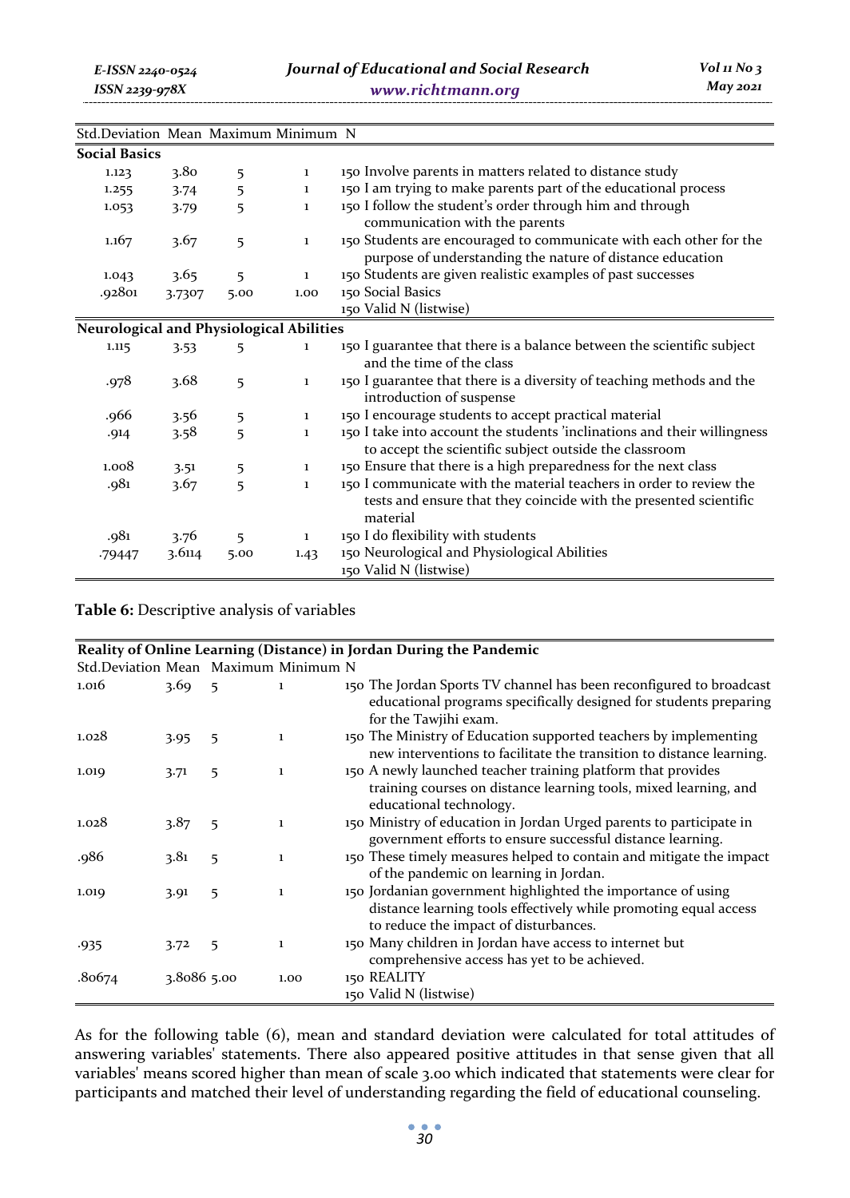| Std.Deviation | Mean | Maximum | Minimum | N | |
|---|---|---|---|---|---|
| **Social Basics** | | | | | |
| 1.123 | 3.80 | 5 | 1 | 150 | Involve parents in matters related to distance study |
| 1.255 | 3.74 | 5 | 1 | 150 | I am trying to make parents part of the educational process |
| 1.053 | 3.79 | 5 | 1 | 150 | I follow the student's order through him and through communication with the parents |
| 1.167 | 3.67 | 5 | 1 | 150 | Students are encouraged to communicate with each other for the purpose of understanding the nature of distance education |
| 1.043 | 3.65 | 5 | 1 | 150 | Students are given realistic examples of past successes |
| .92801 | 3.7307 | 5.00 | 1.00 | 150 | Social Basics |
| | | | | 150 | Valid N (listwise) |
| **Neurological and Physiological Abilities** | | | | | |
| 1.115 | 3.53 | 5 | 1 | 150 | I guarantee that there is a balance between the scientific subject and the time of the class |
| .978 | 3.68 | 5 | 1 | 150 | I guarantee that there is a diversity of teaching methods and the introduction of suspense |
| .966 | 3.56 | 5 | 1 | 150 | I encourage students to accept practical material |
| .914 | 3.58 | 5 | 1 | 150 | I take into account the students 'inclinations and their willingness to accept the scientific subject outside the classroom |
| 1.008 | 3.51 | 5 | 1 | 150 | Ensure that there is a high preparedness for the next class |
| .981 | 3.67 | 5 | 1 | 150 | I communicate with the material teachers in order to review the tests and ensure that they coincide with the presented scientific material |
| .981 | 3.76 | 5 | 1 | 150 | I do flexibility with students |
| .79447 | 3.6114 | 5.00 | 1.43 | 150 | Neurological and Physiological Abilities |
| | | | | 150 | Valid N (listwise) |

**Table 6:** Descriptive analysis of variables

| Std.Deviation | Mean | Maximum | Minimum | N | |
|---|---|---|---|---|---|
| **Reality of Online Learning (Distance) in Jordan During the Pandemic** | | | | | |
| 1.016 | 3.69 | 5 | 1 | 150 | The Jordan Sports TV channel has been reconfigured to broadcast educational programs specifically designed for students preparing for the Tawjihi exam. |
| 1.028 | 3.95 | 5 | 1 | 150 | The Ministry of Education supported teachers by implementing new interventions to facilitate the transition to distance learning. |
| 1.019 | 3.71 | 5 | 1 | 150 | A newly launched teacher training platform that provides training courses on distance learning tools, mixed learning, and educational technology. |
| 1.028 | 3.87 | 5 | 1 | 150 | Ministry of education in Jordan Urged parents to participate in government efforts to ensure successful distance learning. |
| .986 | 3.81 | 5 | 1 | 150 | These timely measures helped to contain and mitigate the impact of the pandemic on learning in Jordan. |
| 1.019 | 3.91 | 5 | 1 | 150 | Jordanian government highlighted the importance of using distance learning tools effectively while promoting equal access to reduce the impact of disturbances. |
| .935 | 3.72 | 5 | 1 | 150 | Many children in Jordan have access to internet but comprehensive access has yet to be achieved. |
| .80674 | 3.8086 | 5.00 | 1.00 | 150 | REALITY |
| | | | | 150 | Valid N (listwise) |

As for the following table (6), mean and standard deviation were calculated for total attitudes of answering variables' statements. There also appeared positive attitudes in that sense given that all variables' means scored higher than mean of scale 3.00 which indicated that statements were clear for participants and matched their level of understanding regarding the field of educational counseling.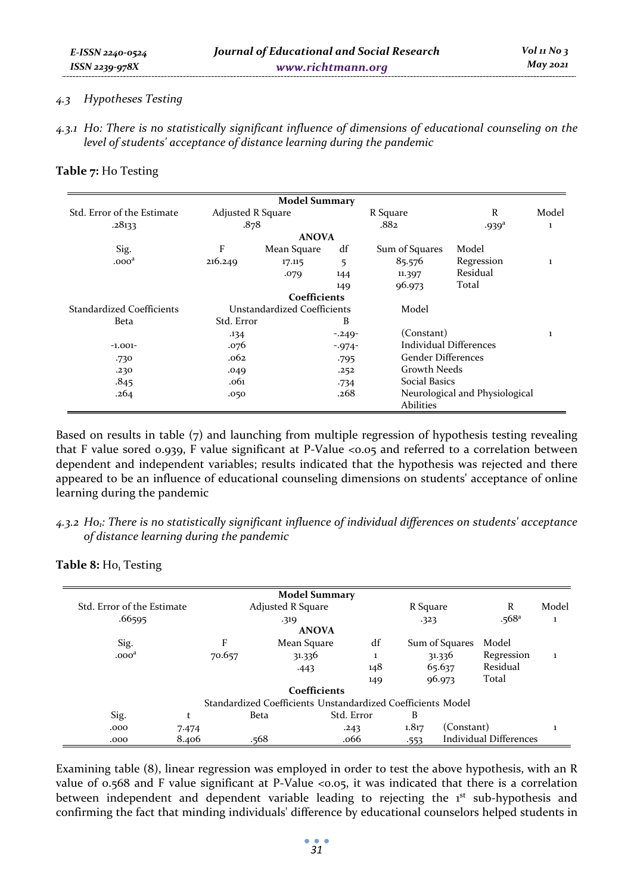*4.3 Hypotheses Testing*

*4.3.1 Ho: There is no statistically significant influence of dimensions of educational counseling on the level of students' acceptance of distance learning during the pandemic*

**Table 7:** Ho Testing

| Model Summary | | | | | | |
|---|---|---|---|---|---|---|
| Std. Error of the Estimate | Adjusted R Square | | | R Square | R | Model |
| .28133 | .878 | | | .882 | .939ᵃ | 1 |
| **ANOVA** | | | | | | |
| Sig. | F | Mean Square | df | Sum of Squares | Model | |
| .000ᵃ | 216.249 | 17.115 | 5 | 85.576 | Regression | 1 |
| | | .079 | 144 | 11.397 | Residual | |
| | | | 149 | 96.973 | Total | |
| **Coefficients** | | | | | | |
| Standardized Coefficients | Unstandardized Coefficients | | | Model | | |
| Beta | Std. Error | | B | | | |
| | .134 | | -.249- | (Constant) | | 1 |
| -1.001- | .076 | | -.974- | Individual Differences | | |
| .730 | .062 | | .795 | Gender Differences | | |
| .230 | .049 | | .252 | Growth Needs | | |
| .845 | .061 | | .734 | Social Basics | | |
| .264 | .050 | | .268 | Neurological and Physiological Abilities | | |

Based on results in table (7) and launching from multiple regression of hypothesis testing revealing that F value sored 0.939, F value significant at P-Value <0.05 and referred to a correlation between dependent and independent variables; results indicated that the hypothesis was rejected and there appeared to be an influence of educational counseling dimensions on students' acceptance of online learning during the pandemic

*4.3.2 $Ho_1$: There is no statistically significant influence of individual differences on students' acceptance of distance learning during the pandemic*

**Table 8:** $Ho_1$ Testing

| Model Summary | | | | | | | |
|---|---|---|---|---|---|---|---|
| Std. Error of the Estimate | | Adjusted R Square | | R Square | | R | Model |
| .66595 | | .319 | | .323 | | .568ᵃ | 1 |
| **ANOVA** | | | | | | | |
| Sig. | | F | Mean Square | df | Sum of Squares | Model | |
| .000ᵃ | | 70.657 | 31.336 | 1 | 31.336 | Regression | 1 |
| | | | .443 | 148 | 65.637 | Residual | |
| | | | | 149 | 96.973 | Total | |
| **Coefficients** | | | | | | | |
| | | Standardized Coefficients | Unstandardized Coefficients | | | Model | |
| Sig. | t | Beta | Std. Error | B | | | |
| .000 | 7.474 | | .243 | 1.817 | (Constant) | | 1 |
| .000 | 8.406 | .568 | .066 | .553 | Individual Differences | | |

Examining table (8), linear regression was employed in order to test the above hypothesis, with an R value of 0.568 and F value significant at P-Value <0.05, it was indicated that there is a correlation between independent and dependent variable leading to rejecting the 1st sub-hypothesis and confirming the fact that minding individuals' difference by educational counselors helped students in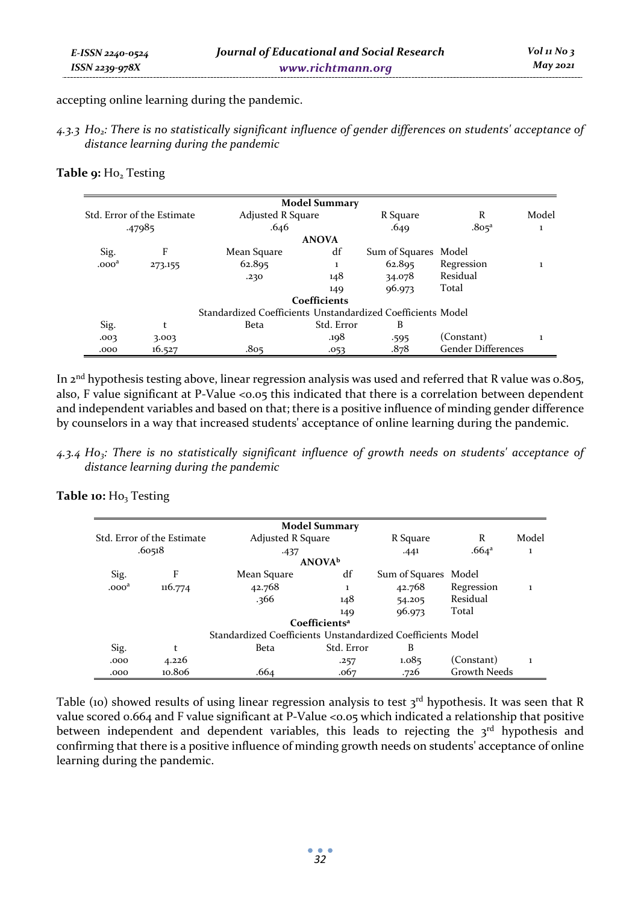accepting online learning during the pandemic.

*4.3.3 $Ho_2$: There is no statistically significant influence of gender differences on students' acceptance of distance learning during the pandemic*

**Table 9:** $Ho_2$ Testing

| Model Summary | | | | | |
|---|---|---|---|---|---|
| Std. Error of the Estimate | | Adjusted R Square | | R Square | R | Model |
| .47985 | | .646 | | .649 | .805[a] | 1 |
| **ANOVA** | | | | | | |
| Sig. | F | Mean Square | df | Sum of Squares | Model | |
| .000[a] | 273.155 | 62.895 | 1 | 62.895 | Regression | 1 |
| | | .230 | 148 | 34.078 | Residual | |
| | | | 149 | 96.973 | Total | |
| **Coefficients** | | | | | | |
| | | Standardized Coefficients | Unstandardized Coefficients | | Model | |
| Sig. | t | Beta | Std. Error | B | | |
| .003 | 3.003 | | .198 | .595 | (Constant) | 1 |
| .000 | 16.527 | .805 | .053 | .878 | Gender Differences | |

In 2[nd] hypothesis testing above, linear regression analysis was used and referred that R value was 0.805, also, F value significant at P-Value <0.05 this indicated that there is a correlation between dependent and independent variables and based on that; there is a positive influence of minding gender difference by counselors in a way that increased students' acceptance of online learning during the pandemic.

*4.3.4 $Ho_3$: There is no statistically significant influence of growth needs on students' acceptance of distance learning during the pandemic*

**Table 10:** $Ho_3$ Testing

| Model Summary | | | | | | |
|---|---|---|---|---|---|---|
| Std. Error of the Estimate | | Adjusted R Square | | R Square | R | Model |
| .60518 | | .437 | | .441 | .664[a] | 1 |
| **ANOVA[b]** | | | | | | |
| Sig. | F | Mean Square | df | Sum of Squares | Model | |
| .000[a] | 116.774 | 42.768 | 1 | 42.768 | Regression | 1 |
| | | .366 | 148 | 54.205 | Residual | |
| | | | 149 | 96.973 | Total | |
| **Coefficients[a]** | | | | | | |
| | | Standardized Coefficients | Unstandardized Coefficients | | Model | |
| Sig. | t | Beta | Std. Error | B | | |
| .000 | 4.226 | | .257 | 1.085 | (Constant) | 1 |
| .000 | 10.806 | .664 | .067 | .726 | Growth Needs | |

Table (10) showed results of using linear regression analysis to test 3[rd] hypothesis. It was seen that R value scored 0.664 and F value significant at P-Value <0.05 which indicated a relationship that positive between independent and dependent variables, this leads to rejecting the 3[rd] hypothesis and confirming that there is a positive influence of minding growth needs on students' acceptance of online learning during the pandemic.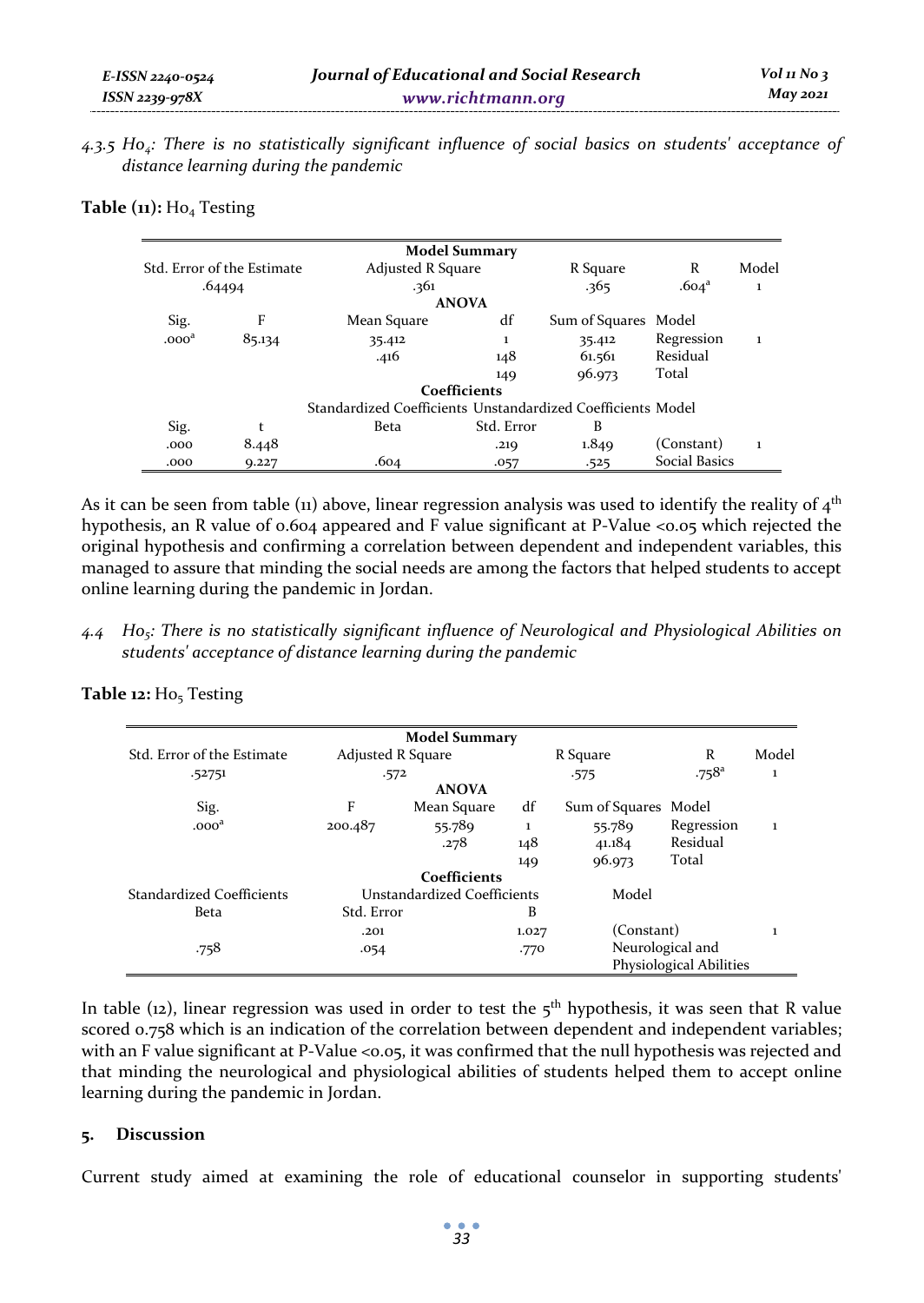*4.3.5 $Ho_4$: There is no statistically significant influence of social basics on students' acceptance of distance learning during the pandemic*

**Table (11):** $Ho_4$ Testing

| Model Summary | | | | | | |
|---|---|---|---|---|---|---|
| Std. Error of the Estimate | | Adjusted R Square | | R Square | R | Model |
| .64494 | | .361 | | .365 | .604[a] | 1 |
| **ANOVA** | | | | | | |
| Sig. | F | Mean Square | df | Sum of Squares | Model | |
| .000[a] | 85.134 | 35.412 | 1 | 35.412 | Regression | 1 |
| | | .416 | 148 | 61.561 | Residual | |
| | | | 149 | 96.973 | Total | |
| **Coefficients** | | | | | | |
| | | Standardized Coefficients | Unstandardized Coefficients | | Model | |
| Sig. | t | Beta | Std. Error | B | | |
| .000 | 8.448 | | .219 | 1.849 | (Constant) | 1 |
| .000 | 9.227 | .604 | .057 | .525 | Social Basics | |

As it can be seen from table (11) above, linear regression analysis was used to identify the reality of 4th hypothesis, an R value of 0.604 appeared and F value significant at P-Value <0.05 which rejected the original hypothesis and confirming a correlation between dependent and independent variables, this managed to assure that minding the social needs are among the factors that helped students to accept online learning during the pandemic in Jordan.

*4.4 $Ho_5$: There is no statistically significant influence of Neurological and Physiological Abilities on students' acceptance of distance learning during the pandemic*

**Table 12:** $Ho_5$ Testing

| Model Summary | | | | | | |
|---|---|---|---|---|---|---|
| Std. Error of the Estimate | Adjusted R Square | | | R Square | R | Model |
| .52751 | .572 | | | .575 | .758[a] | 1 |
| **ANOVA** | | | | | | |
| Sig. | F | Mean Square | df | Sum of Squares | Model | |
| .000[a] | 200.487 | 55.789 | 1 | 55.789 | Regression | 1 |
| | | .278 | 148 | 41.184 | Residual | |
| | | | 149 | 96.973 | Total | |
| **Coefficients** | | | | | | |
| Standardized Coefficients | Unstandardized Coefficients | | | Model | | |
| Beta | Std. Error | | B | | | |
| | .201 | | 1.027 | (Constant) | | 1 |
| .758 | .054 | | .770 | Neurological and Physiological Abilities | | |

In table (12), linear regression was used in order to test the 5th hypothesis, it was seen that R value scored 0.758 which is an indication of the correlation between dependent and independent variables; with an F value significant at P-Value <0.05, it was confirmed that the null hypothesis was rejected and that minding the neurological and physiological abilities of students helped them to accept online learning during the pandemic in Jordan.

## 5. Discussion

Current study aimed at examining the role of educational counselor in supporting students'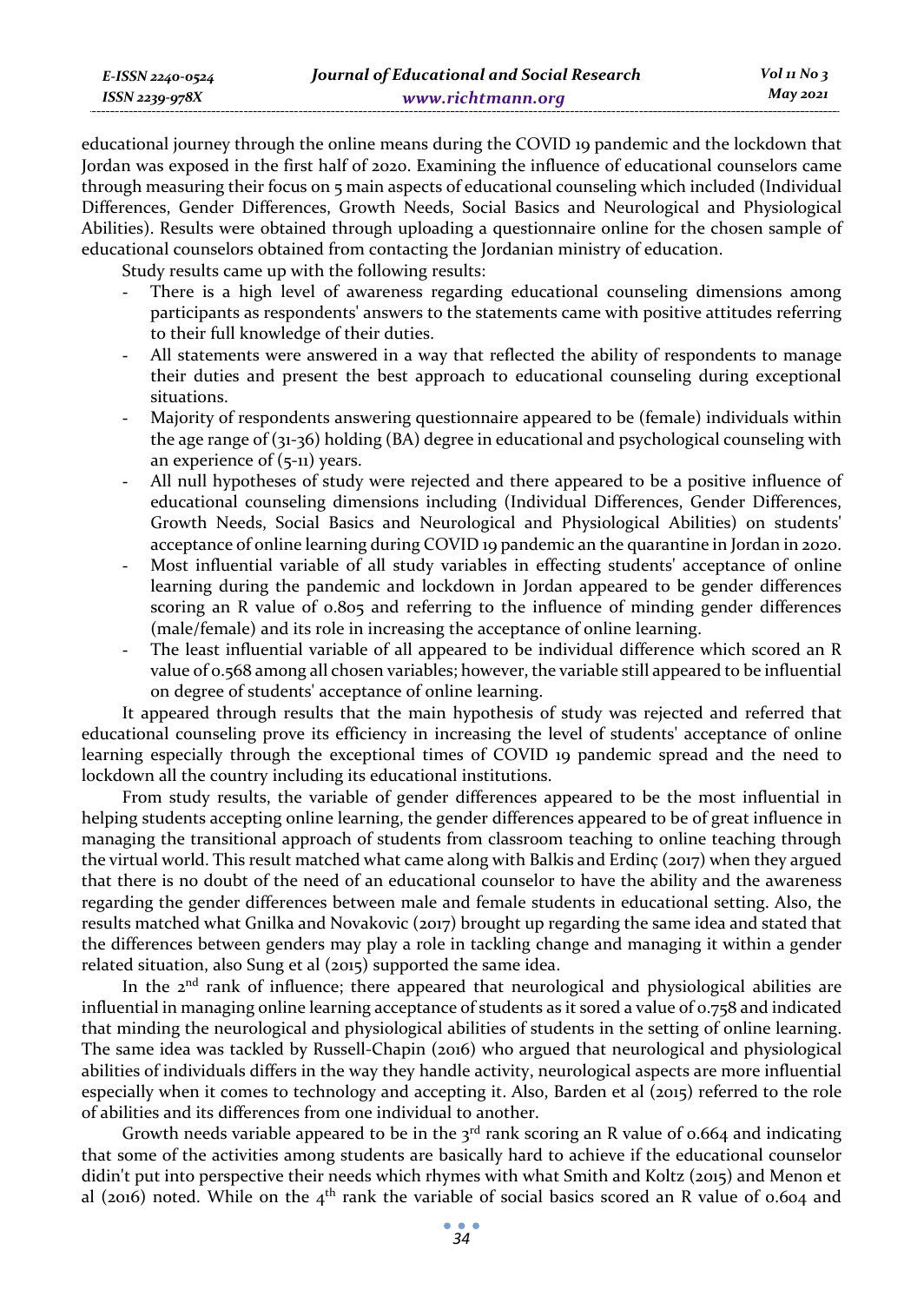educational journey through the online means during the COVID 19 pandemic and the lockdown that Jordan was exposed in the first half of 2020. Examining the influence of educational counselors came through measuring their focus on 5 main aspects of educational counseling which included (Individual Differences, Gender Differences, Growth Needs, Social Basics and Neurological and Physiological Abilities). Results were obtained through uploading a questionnaire online for the chosen sample of educational counselors obtained from contacting the Jordanian ministry of education.

Study results came up with the following results:

- There is a high level of awareness regarding educational counseling dimensions among participants as respondents' answers to the statements came with positive attitudes referring to their full knowledge of their duties.
- All statements were answered in a way that reflected the ability of respondents to manage their duties and present the best approach to educational counseling during exceptional situations.
- Majority of respondents answering questionnaire appeared to be (female) individuals within the age range of (31-36) holding (BA) degree in educational and psychological counseling with an experience of (5-11) years.
- All null hypotheses of study were rejected and there appeared to be a positive influence of educational counseling dimensions including (Individual Differences, Gender Differences, Growth Needs, Social Basics and Neurological and Physiological Abilities) on students' acceptance of online learning during COVID 19 pandemic an the quarantine in Jordan in 2020.
- Most influential variable of all study variables in effecting students' acceptance of online learning during the pandemic and lockdown in Jordan appeared to be gender differences scoring an R value of 0.805 and referring to the influence of minding gender differences (male/female) and its role in increasing the acceptance of online learning.
- The least influential variable of all appeared to be individual difference which scored an R value of 0.568 among all chosen variables; however, the variable still appeared to be influential on degree of students' acceptance of online learning.

It appeared through results that the main hypothesis of study was rejected and referred that educational counseling prove its efficiency in increasing the level of students' acceptance of online learning especially through the exceptional times of COVID 19 pandemic spread and the need to lockdown all the country including its educational institutions.

From study results, the variable of gender differences appeared to be the most influential in helping students accepting online learning, the gender differences appeared to be of great influence in managing the transitional approach of students from classroom teaching to online teaching through the virtual world. This result matched what came along with Balkis and Erdinç (2017) when they argued that there is no doubt of the need of an educational counselor to have the ability and the awareness regarding the gender differences between male and female students in educational setting. Also, the results matched what Gnilka and Novakovic (2017) brought up regarding the same idea and stated that the differences between genders may play a role in tackling change and managing it within a gender related situation, also Sung et al (2015) supported the same idea.

In the 2nd rank of influence; there appeared that neurological and physiological abilities are influential in managing online learning acceptance of students as it sored a value of 0.758 and indicated that minding the neurological and physiological abilities of students in the setting of online learning. The same idea was tackled by Russell-Chapin (2016) who argued that neurological and physiological abilities of individuals differs in the way they handle activity, neurological aspects are more influential especially when it comes to technology and accepting it. Also, Barden et al (2015) referred to the role of abilities and its differences from one individual to another.

Growth needs variable appeared to be in the 3rd rank scoring an R value of 0.664 and indicating that some of the activities among students are basically hard to achieve if the educational counselor didn't put into perspective their needs which rhymes with what Smith and Koltz (2015) and Menon et al (2016) noted. While on the 4th rank the variable of social basics scored an R value of 0.604 and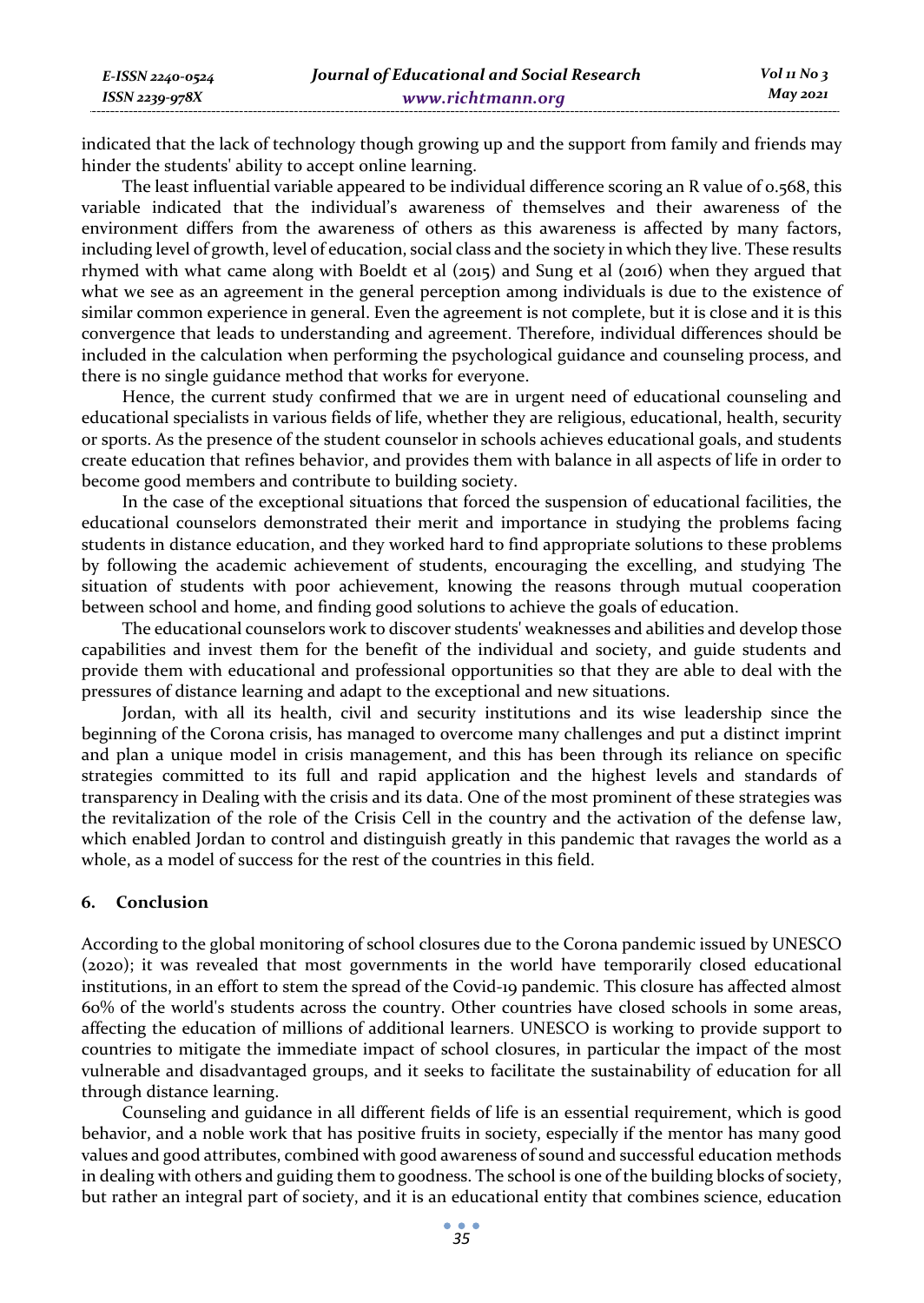indicated that the lack of technology though growing up and the support from family and friends may hinder the students' ability to accept online learning.

The least influential variable appeared to be individual difference scoring an R value of 0.568, this variable indicated that the individual's awareness of themselves and their awareness of the environment differs from the awareness of others as this awareness is affected by many factors, including level of growth, level of education, social class and the society in which they live. These results rhymed with what came along with Boeldt et al (2015) and Sung et al (2016) when they argued that what we see as an agreement in the general perception among individuals is due to the existence of similar common experience in general. Even the agreement is not complete, but it is close and it is this convergence that leads to understanding and agreement. Therefore, individual differences should be included in the calculation when performing the psychological guidance and counseling process, and there is no single guidance method that works for everyone.

Hence, the current study confirmed that we are in urgent need of educational counseling and educational specialists in various fields of life, whether they are religious, educational, health, security or sports. As the presence of the student counselor in schools achieves educational goals, and students create education that refines behavior, and provides them with balance in all aspects of life in order to become good members and contribute to building society.

In the case of the exceptional situations that forced the suspension of educational facilities, the educational counselors demonstrated their merit and importance in studying the problems facing students in distance education, and they worked hard to find appropriate solutions to these problems by following the academic achievement of students, encouraging the excelling, and studying The situation of students with poor achievement, knowing the reasons through mutual cooperation between school and home, and finding good solutions to achieve the goals of education.

The educational counselors work to discover students' weaknesses and abilities and develop those capabilities and invest them for the benefit of the individual and society, and guide students and provide them with educational and professional opportunities so that they are able to deal with the pressures of distance learning and adapt to the exceptional and new situations.

Jordan, with all its health, civil and security institutions and its wise leadership since the beginning of the Corona crisis, has managed to overcome many challenges and put a distinct imprint and plan a unique model in crisis management, and this has been through its reliance on specific strategies committed to its full and rapid application and the highest levels and standards of transparency in Dealing with the crisis and its data. One of the most prominent of these strategies was the revitalization of the role of the Crisis Cell in the country and the activation of the defense law, which enabled Jordan to control and distinguish greatly in this pandemic that ravages the world as a whole, as a model of success for the rest of the countries in this field.

## 6. Conclusion

According to the global monitoring of school closures due to the Corona pandemic issued by UNESCO (2020); it was revealed that most governments in the world have temporarily closed educational institutions, in an effort to stem the spread of the Covid-19 pandemic. This closure has affected almost 60% of the world's students across the country. Other countries have closed schools in some areas, affecting the education of millions of additional learners. UNESCO is working to provide support to countries to mitigate the immediate impact of school closures, in particular the impact of the most vulnerable and disadvantaged groups, and it seeks to facilitate the sustainability of education for all through distance learning.

Counseling and guidance in all different fields of life is an essential requirement, which is good behavior, and a noble work that has positive fruits in society, especially if the mentor has many good values and good attributes, combined with good awareness of sound and successful education methods in dealing with others and guiding them to goodness. The school is one of the building blocks of society, but rather an integral part of society, and it is an educational entity that combines science, education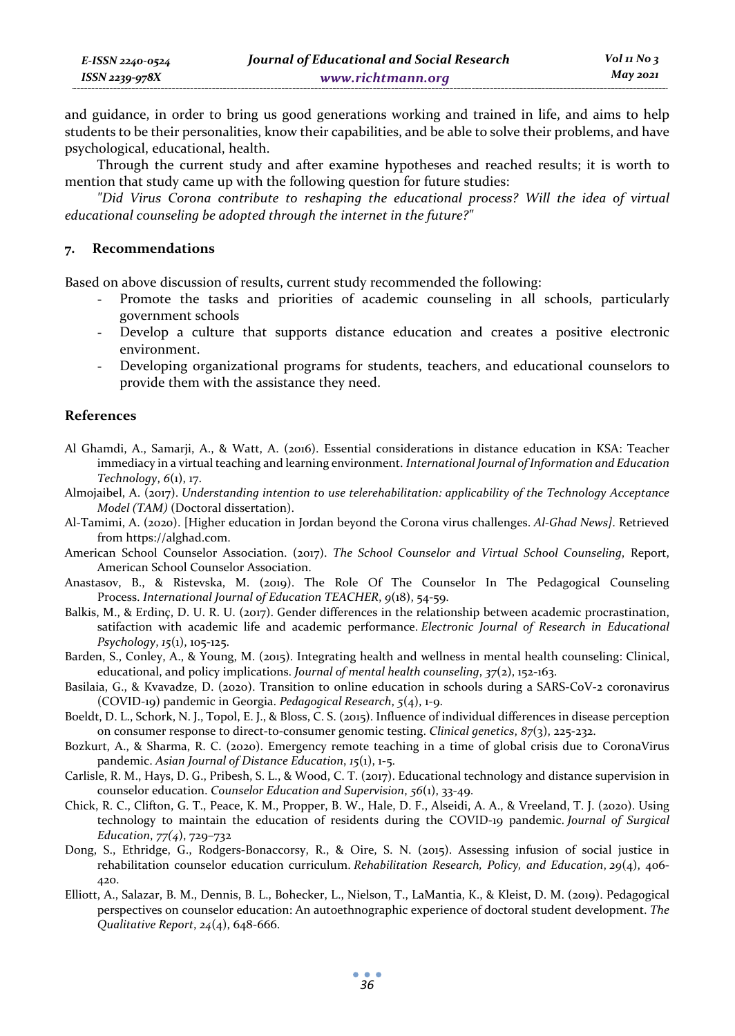and guidance, in order to bring us good generations working and trained in life, and aims to help students to be their personalities, know their capabilities, and be able to solve their problems, and have psychological, educational, health.

Through the current study and after examine hypotheses and reached results; it is worth to mention that study came up with the following question for future studies:

*"Did Virus Corona contribute to reshaping the educational process? Will the idea of virtual educational counseling be adopted through the internet in the future?"*

## 7. Recommendations

Based on above discussion of results, current study recommended the following:

- Promote the tasks and priorities of academic counseling in all schools, particularly government schools
- Develop a culture that supports distance education and creates a positive electronic environment.
- Developing organizational programs for students, teachers, and educational counselors to provide them with the assistance they need.

## References

Al Ghamdi, A., Samarji, A., & Watt, A. (2016). Essential considerations in distance education in KSA: Teacher immediacy in a virtual teaching and learning environment. *International Journal of Information and Education Technology*, *6*(1), 17.

Almojaibel, A. (2017). *Understanding intention to use telerehabilitation: applicability of the Technology Acceptance Model (TAM)* (Doctoral dissertation).

Al-Tamimi, A. (2020). [Higher education in Jordan beyond the Corona virus challenges. *Al-Ghad News]*. Retrieved from https://alghad.com.

American School Counselor Association. (2017). *The School Counselor and Virtual School Counseling*, Report, American School Counselor Association.

Anastasov, B., & Ristevska, M. (2019). The Role Of The Counselor In The Pedagogical Counseling Process. *International Journal of Education TEACHER*, *9*(18), 54-59.

Balkis, M., & Erdinç, D. U. R. U. (2017). Gender differences in the relationship between academic procrastination, satifaction with academic life and academic performance. *Electronic Journal of Research in Educational Psychology*, *15*(1), 105-125.

Barden, S., Conley, A., & Young, M. (2015). Integrating health and wellness in mental health counseling: Clinical, educational, and policy implications. *Journal of mental health counseling*, *37*(2), 152-163.

Basilaia, G., & Kvavadze, D. (2020). Transition to online education in schools during a SARS-CoV-2 coronavirus (COVID-19) pandemic in Georgia. *Pedagogical Research*, *5*(4), 1-9.

Boeldt, D. L., Schork, N. J., Topol, E. J., & Bloss, C. S. (2015). Influence of individual differences in disease perception on consumer response to direct-to-consumer genomic testing. *Clinical genetics*, *87*(3), 225-232.

Bozkurt, A., & Sharma, R. C. (2020). Emergency remote teaching in a time of global crisis due to CoronaVirus pandemic. *Asian Journal of Distance Education*, *15*(1), 1-5.

Carlisle, R. M., Hays, D. G., Pribesh, S. L., & Wood, C. T. (2017). Educational technology and distance supervision in counselor education. *Counselor Education and Supervision*, *56*(1), 33-49.

Chick, R. C., Clifton, G. T., Peace, K. M., Propper, B. W., Hale, D. F., Alseidi, A. A., & Vreeland, T. J. (2020). Using technology to maintain the education of residents during the COVID-19 pandemic. *Journal of Surgical Education*, *77(4)*, 729–732

Dong, S., Ethridge, G., Rodgers-Bonaccorsy, R., & Oire, S. N. (2015). Assessing infusion of social justice in rehabilitation counselor education curriculum. *Rehabilitation Research, Policy, and Education*, *29*(4), 406-420.

Elliott, A., Salazar, B. M., Dennis, B. L., Bohecker, L., Nielson, T., LaMantia, K., & Kleist, D. M. (2019). Pedagogical perspectives on counselor education: An autoethnographic experience of doctoral student development. *The Qualitative Report*, *24*(4), 648-666.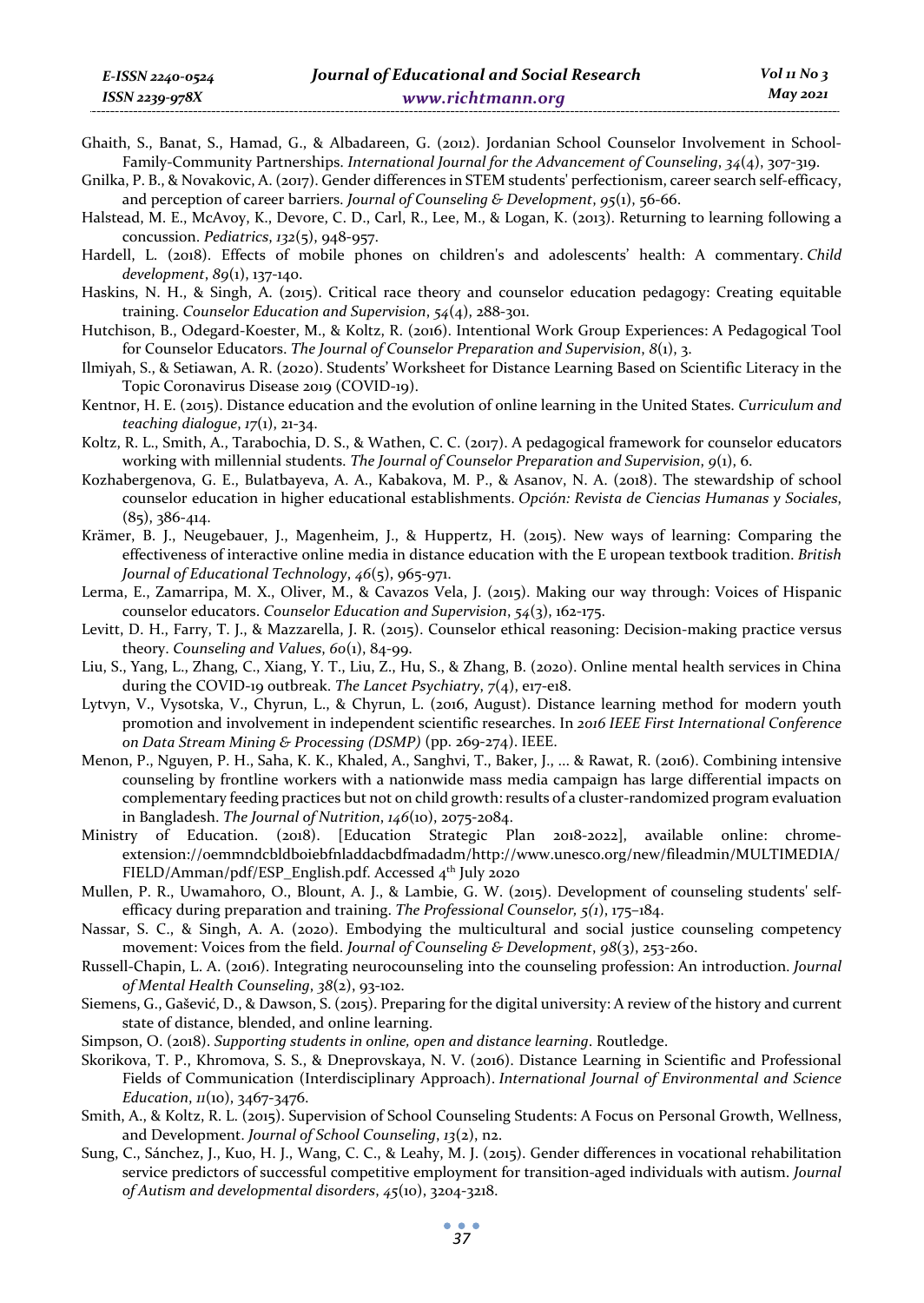Ghaith, S., Banat, S., Hamad, G., & Albadareen, G. (2012). Jordanian School Counselor Involvement in School-Family-Community Partnerships. *International Journal for the Advancement of Counseling*, *34*(4), 307-319.

Gnilka, P. B., & Novakovic, A. (2017). Gender differences in STEM students' perfectionism, career search self-efficacy, and perception of career barriers. *Journal of Counseling & Development*, *95*(1), 56-66.

Halstead, M. E., McAvoy, K., Devore, C. D., Carl, R., Lee, M., & Logan, K. (2013). Returning to learning following a concussion. *Pediatrics*, *132*(5), 948-957.

Hardell, L. (2018). Effects of mobile phones on children's and adolescents' health: A commentary. *Child development*, *89*(1), 137-140.

Haskins, N. H., & Singh, A. (2015). Critical race theory and counselor education pedagogy: Creating equitable training. *Counselor Education and Supervision*, *54*(4), 288-301.

Hutchison, B., Odegard-Koester, M., & Koltz, R. (2016). Intentional Work Group Experiences: A Pedagogical Tool for Counselor Educators. *The Journal of Counselor Preparation and Supervision*, *8*(1), 3.

Ilmiyah, S., & Setiawan, A. R. (2020). Students' Worksheet for Distance Learning Based on Scientific Literacy in the Topic Coronavirus Disease 2019 (COVID-19).

Kentnor, H. E. (2015). Distance education and the evolution of online learning in the United States. *Curriculum and teaching dialogue*, *17*(1), 21-34.

Koltz, R. L., Smith, A., Tarabochia, D. S., & Wathen, C. C. (2017). A pedagogical framework for counselor educators working with millennial students. *The Journal of Counselor Preparation and Supervision*, *9*(1), 6.

Kozhabergenova, G. E., Bulatbayeva, A. A., Kabakova, M. P., & Asanov, N. A. (2018). The stewardship of school counselor education in higher educational establishments. *Opción: Revista de Ciencias Humanas y Sociales*, (85), 386-414.

Krämer, B. J., Neugebauer, J., Magenheim, J., & Huppertz, H. (2015). New ways of learning: Comparing the effectiveness of interactive online media in distance education with the E uropean textbook tradition. *British Journal of Educational Technology*, *46*(5), 965-971.

Lerma, E., Zamarripa, M. X., Oliver, M., & Cavazos Vela, J. (2015). Making our way through: Voices of Hispanic counselor educators. *Counselor Education and Supervision*, *54*(3), 162-175.

Levitt, D. H., Farry, T. J., & Mazzarella, J. R. (2015). Counselor ethical reasoning: Decision-making practice versus theory. *Counseling and Values*, *60*(1), 84-99.

Liu, S., Yang, L., Zhang, C., Xiang, Y. T., Liu, Z., Hu, S., & Zhang, B. (2020). Online mental health services in China during the COVID-19 outbreak. *The Lancet Psychiatry*, *7*(4), e17-e18.

Lytvyn, V., Vysotska, V., Chyrun, L., & Chyrun, L. (2016, August). Distance learning method for modern youth promotion and involvement in independent scientific researches. In *2016 IEEE First International Conference on Data Stream Mining & Processing (DSMP)* (pp. 269-274). IEEE.

Menon, P., Nguyen, P. H., Saha, K. K., Khaled, A., Sanghvi, T., Baker, J., ... & Rawat, R. (2016). Combining intensive counseling by frontline workers with a nationwide mass media campaign has large differential impacts on complementary feeding practices but not on child growth: results of a cluster-randomized program evaluation in Bangladesh. *The Journal of Nutrition*, *146*(10), 2075-2084.

Ministry of Education. (2018). [Education Strategic Plan 2018-2022], available online: chrome-extension://oemmndcbldboiebfnladdacbdfmadadm/http://www.unesco.org/new/fileadmin/MULTIMEDIA/FIELD/Amman/pdf/ESP_English.pdf. Accessed 4th July 2020

Mullen, P. R., Uwamahoro, O., Blount, A. J., & Lambie, G. W. (2015). Development of counseling students' self-efficacy during preparation and training. *The Professional Counselor, 5(1)*, 175–184.

Nassar, S. C., & Singh, A. A. (2020). Embodying the multicultural and social justice counseling competency movement: Voices from the field. *Journal of Counseling & Development*, *98*(3), 253-260.

Russell-Chapin, L. A. (2016). Integrating neurocounseling into the counseling profession: An introduction. *Journal of Mental Health Counseling*, *38*(2), 93-102.

Siemens, G., Gašević, D., & Dawson, S. (2015). Preparing for the digital university: A review of the history and current state of distance, blended, and online learning.

Simpson, O. (2018). *Supporting students in online, open and distance learning*. Routledge.

Skorikova, T. P., Khromova, S. S., & Dneprovskaya, N. V. (2016). Distance Learning in Scientific and Professional Fields of Communication (Interdisciplinary Approach). *International Journal of Environmental and Science Education*, *11*(10), 3467-3476.

Smith, A., & Koltz, R. L. (2015). Supervision of School Counseling Students: A Focus on Personal Growth, Wellness, and Development. *Journal of School Counseling*, *13*(2), n2.

Sung, C., Sánchez, J., Kuo, H. J., Wang, C. C., & Leahy, M. J. (2015). Gender differences in vocational rehabilitation service predictors of successful competitive employment for transition-aged individuals with autism. *Journal of Autism and developmental disorders*, *45*(10), 3204-3218.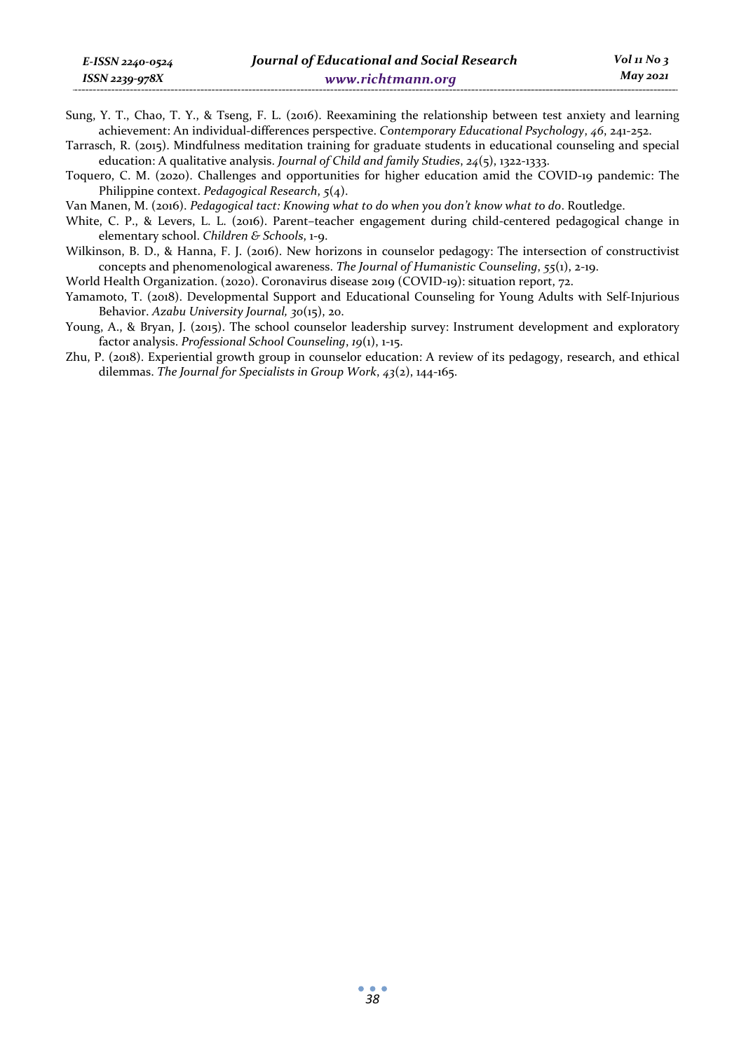Sung, Y. T., Chao, T. Y., & Tseng, F. L. (2016). Reexamining the relationship between test anxiety and learning achievement: An individual-differences perspective. *Contemporary Educational Psychology*, *46*, 241-252.

Tarrasch, R. (2015). Mindfulness meditation training for graduate students in educational counseling and special education: A qualitative analysis. *Journal of Child and family Studies*, *24*(5), 1322-1333.

Toquero, C. M. (2020). Challenges and opportunities for higher education amid the COVID-19 pandemic: The Philippine context. *Pedagogical Research*, *5*(4).

Van Manen, M. (2016). *Pedagogical tact: Knowing what to do when you don't know what to do*. Routledge.

White, C. P., & Levers, L. L. (2016). Parent–teacher engagement during child-centered pedagogical change in elementary school. *Children & Schools*, 1-9.

Wilkinson, B. D., & Hanna, F. J. (2016). New horizons in counselor pedagogy: The intersection of constructivist concepts and phenomenological awareness. *The Journal of Humanistic Counseling*, *55*(1), 2-19.

World Health Organization. (2020). Coronavirus disease 2019 (COVID-19): situation report, 72.

Yamamoto, T. (2018). Developmental Support and Educational Counseling for Young Adults with Self-Injurious Behavior. *Azabu University Journal, 30*(15), 20.

Young, A., & Bryan, J. (2015). The school counselor leadership survey: Instrument development and exploratory factor analysis. *Professional School Counseling*, *19*(1), 1-15.

Zhu, P. (2018). Experiential growth group in counselor education: A review of its pedagogy, research, and ethical dilemmas. *The Journal for Specialists in Group Work*, *43*(2), 144-165.